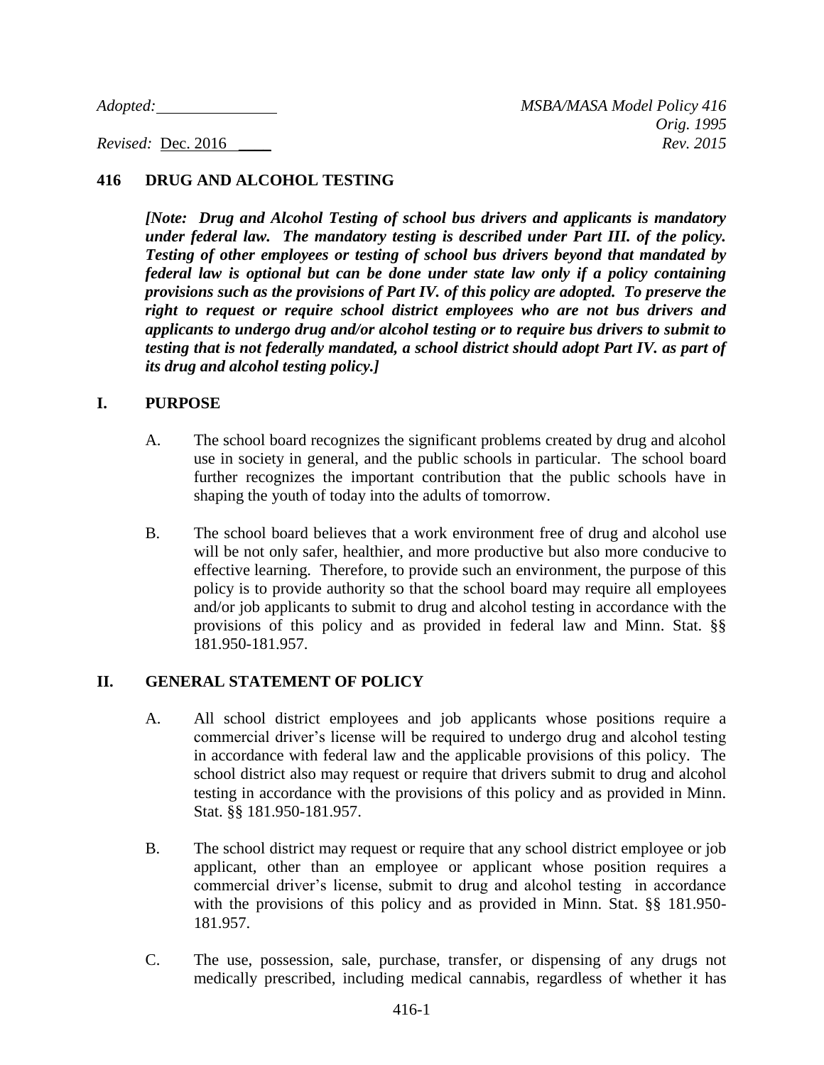*Adopted:* ______________ *MSBA/MASA Model Policy 416*
*Orig. 1995*
*Revised:* Dec. 2016 ____ *Rev. 2015*

# 416 DRUG AND ALCOHOL TESTING

***[Note: Drug and Alcohol Testing of school bus drivers and applicants is mandatory under federal law. The mandatory testing is described under Part III. of the policy. Testing of other employees or testing of school bus drivers beyond that mandated by federal law is optional but can be done under state law only if a policy containing provisions such as the provisions of Part IV. of this policy are adopted. To preserve the right to request or require school district employees who are not bus drivers and applicants to undergo drug and/or alcohol testing or to require bus drivers to submit to testing that is not federally mandated, a school district should adopt Part IV. as part of its drug and alcohol testing policy.]***

## I. PURPOSE

A. The school board recognizes the significant problems created by drug and alcohol use in society in general, and the public schools in particular. The school board further recognizes the important contribution that the public schools have in shaping the youth of today into the adults of tomorrow.

B. The school board believes that a work environment free of drug and alcohol use will be not only safer, healthier, and more productive but also more conducive to effective learning. Therefore, to provide such an environment, the purpose of this policy is to provide authority so that the school board may require all employees and/or job applicants to submit to drug and alcohol testing in accordance with the provisions of this policy and as provided in federal law and Minn. Stat. §§ 181.950-181.957.

## II. GENERAL STATEMENT OF POLICY

A. All school district employees and job applicants whose positions require a commercial driver's license will be required to undergo drug and alcohol testing in accordance with federal law and the applicable provisions of this policy. The school district also may request or require that drivers submit to drug and alcohol testing in accordance with the provisions of this policy and as provided in Minn. Stat. §§ 181.950-181.957.

B. The school district may request or require that any school district employee or job applicant, other than an employee or applicant whose position requires a commercial driver's license, submit to drug and alcohol testing in accordance with the provisions of this policy and as provided in Minn. Stat. §§ 181.950-181.957.

C. The use, possession, sale, purchase, transfer, or dispensing of any drugs not medically prescribed, including medical cannabis, regardless of whether it has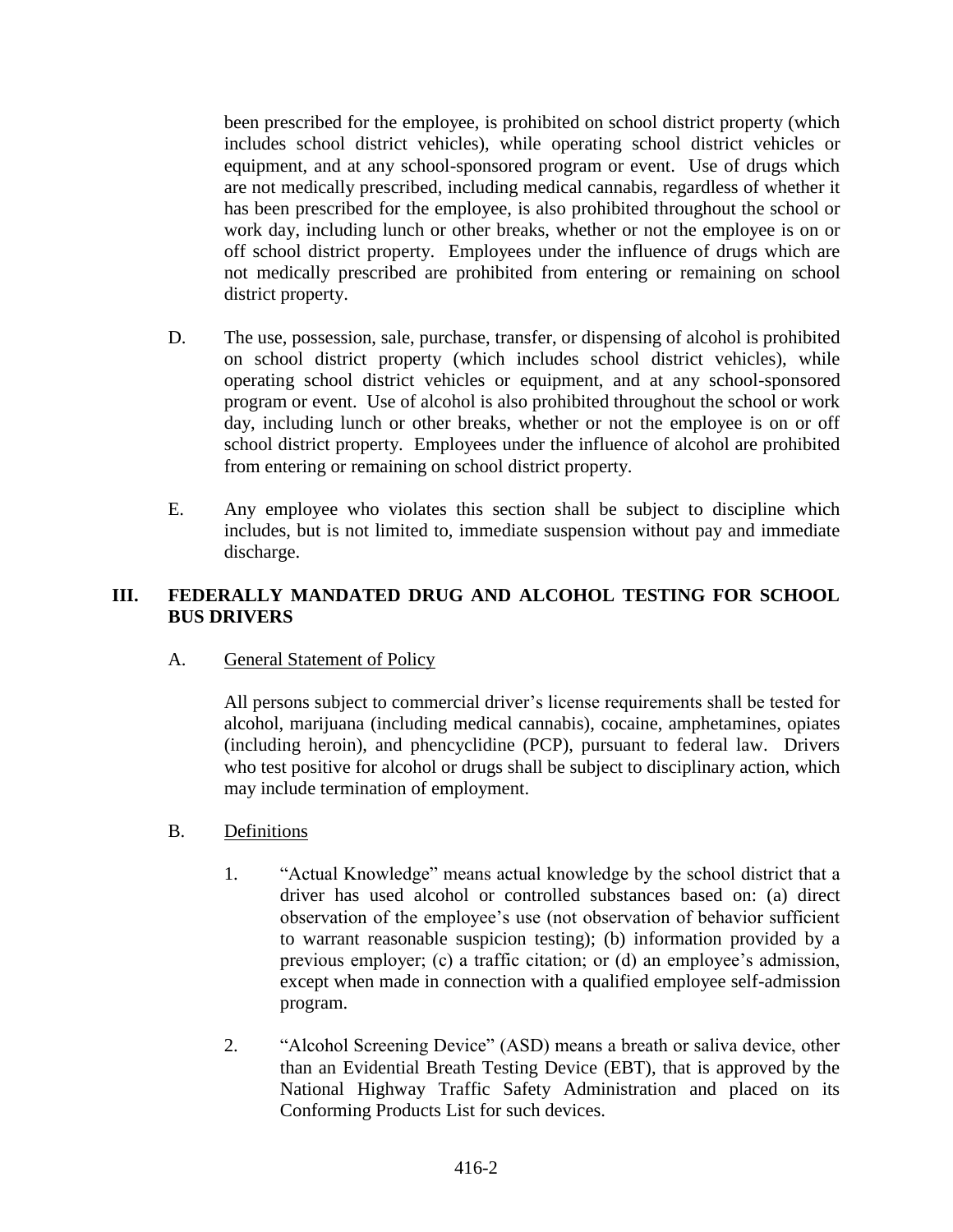been prescribed for the employee, is prohibited on school district property (which includes school district vehicles), while operating school district vehicles or equipment, and at any school-sponsored program or event. Use of drugs which are not medically prescribed, including medical cannabis, regardless of whether it has been prescribed for the employee, is also prohibited throughout the school or work day, including lunch or other breaks, whether or not the employee is on or off school district property. Employees under the influence of drugs which are not medically prescribed are prohibited from entering or remaining on school district property.

D. The use, possession, sale, purchase, transfer, or dispensing of alcohol is prohibited on school district property (which includes school district vehicles), while operating school district vehicles or equipment, and at any school-sponsored program or event. Use of alcohol is also prohibited throughout the school or work day, including lunch or other breaks, whether or not the employee is on or off school district property. Employees under the influence of alcohol are prohibited from entering or remaining on school district property.

E. Any employee who violates this section shall be subject to discipline which includes, but is not limited to, immediate suspension without pay and immediate discharge.

## III. FEDERALLY MANDATED DRUG AND ALCOHOL TESTING FOR SCHOOL BUS DRIVERS

A. General Statement of Policy

All persons subject to commercial driver's license requirements shall be tested for alcohol, marijuana (including medical cannabis), cocaine, amphetamines, opiates (including heroin), and phencyclidine (PCP), pursuant to federal law. Drivers who test positive for alcohol or drugs shall be subject to disciplinary action, which may include termination of employment.

B. Definitions

1. "Actual Knowledge" means actual knowledge by the school district that a driver has used alcohol or controlled substances based on: (a) direct observation of the employee's use (not observation of behavior sufficient to warrant reasonable suspicion testing); (b) information provided by a previous employer; (c) a traffic citation; or (d) an employee's admission, except when made in connection with a qualified employee self-admission program.

2. "Alcohol Screening Device" (ASD) means a breath or saliva device, other than an Evidential Breath Testing Device (EBT), that is approved by the National Highway Traffic Safety Administration and placed on its Conforming Products List for such devices.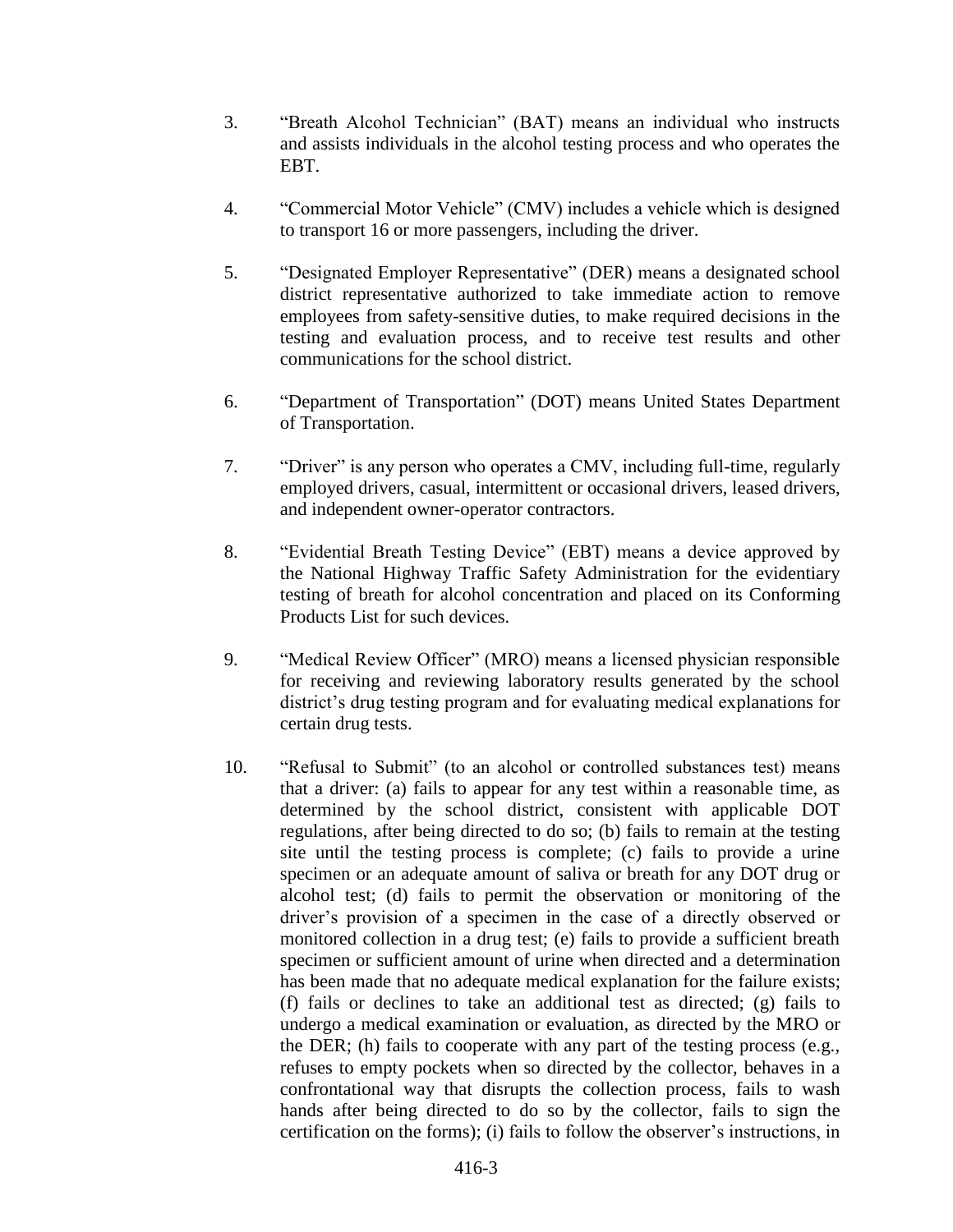3. "Breath Alcohol Technician" (BAT) means an individual who instructs and assists individuals in the alcohol testing process and who operates the EBT.

4. "Commercial Motor Vehicle" (CMV) includes a vehicle which is designed to transport 16 or more passengers, including the driver.

5. "Designated Employer Representative" (DER) means a designated school district representative authorized to take immediate action to remove employees from safety-sensitive duties, to make required decisions in the testing and evaluation process, and to receive test results and other communications for the school district.

6. "Department of Transportation" (DOT) means United States Department of Transportation.

7. "Driver" is any person who operates a CMV, including full-time, regularly employed drivers, casual, intermittent or occasional drivers, leased drivers, and independent owner-operator contractors.

8. "Evidential Breath Testing Device" (EBT) means a device approved by the National Highway Traffic Safety Administration for the evidentiary testing of breath for alcohol concentration and placed on its Conforming Products List for such devices.

9. "Medical Review Officer" (MRO) means a licensed physician responsible for receiving and reviewing laboratory results generated by the school district's drug testing program and for evaluating medical explanations for certain drug tests.

10. "Refusal to Submit" (to an alcohol or controlled substances test) means that a driver: (a) fails to appear for any test within a reasonable time, as determined by the school district, consistent with applicable DOT regulations, after being directed to do so; (b) fails to remain at the testing site until the testing process is complete; (c) fails to provide a urine specimen or an adequate amount of saliva or breath for any DOT drug or alcohol test; (d) fails to permit the observation or monitoring of the driver's provision of a specimen in the case of a directly observed or monitored collection in a drug test; (e) fails to provide a sufficient breath specimen or sufficient amount of urine when directed and a determination has been made that no adequate medical explanation for the failure exists; (f) fails or declines to take an additional test as directed; (g) fails to undergo a medical examination or evaluation, as directed by the MRO or the DER; (h) fails to cooperate with any part of the testing process (e.g., refuses to empty pockets when so directed by the collector, behaves in a confrontational way that disrupts the collection process, fails to wash hands after being directed to do so by the collector, fails to sign the certification on the forms); (i) fails to follow the observer's instructions, in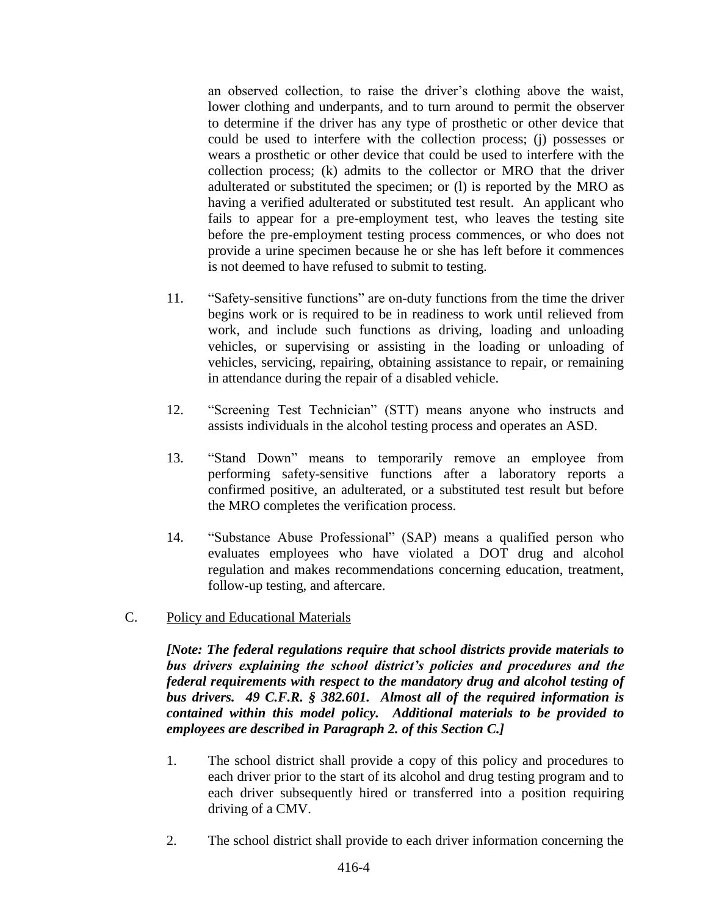an observed collection, to raise the driver's clothing above the waist, lower clothing and underpants, and to turn around to permit the observer to determine if the driver has any type of prosthetic or other device that could be used to interfere with the collection process; (j) possesses or wears a prosthetic or other device that could be used to interfere with the collection process; (k) admits to the collector or MRO that the driver adulterated or substituted the specimen; or (l) is reported by the MRO as having a verified adulterated or substituted test result. An applicant who fails to appear for a pre-employment test, who leaves the testing site before the pre-employment testing process commences, or who does not provide a urine specimen because he or she has left before it commences is not deemed to have refused to submit to testing.

11. "Safety-sensitive functions" are on-duty functions from the time the driver begins work or is required to be in readiness to work until relieved from work, and include such functions as driving, loading and unloading vehicles, or supervising or assisting in the loading or unloading of vehicles, servicing, repairing, obtaining assistance to repair, or remaining in attendance during the repair of a disabled vehicle.

12. "Screening Test Technician" (STT) means anyone who instructs and assists individuals in the alcohol testing process and operates an ASD.

13. "Stand Down" means to temporarily remove an employee from performing safety-sensitive functions after a laboratory reports a confirmed positive, an adulterated, or a substituted test result but before the MRO completes the verification process.

14. "Substance Abuse Professional" (SAP) means a qualified person who evaluates employees who have violated a DOT drug and alcohol regulation and makes recommendations concerning education, treatment, follow-up testing, and aftercare.

C. Policy and Educational Materials

***[Note: The federal regulations require that school districts provide materials to bus drivers explaining the school district's policies and procedures and the federal requirements with respect to the mandatory drug and alcohol testing of bus drivers. 49 C.F.R. § 382.601. Almost all of the required information is contained within this model policy. Additional materials to be provided to employees are described in Paragraph 2. of this Section C.]***

1. The school district shall provide a copy of this policy and procedures to each driver prior to the start of its alcohol and drug testing program and to each driver subsequently hired or transferred into a position requiring driving of a CMV.

2. The school district shall provide to each driver information concerning the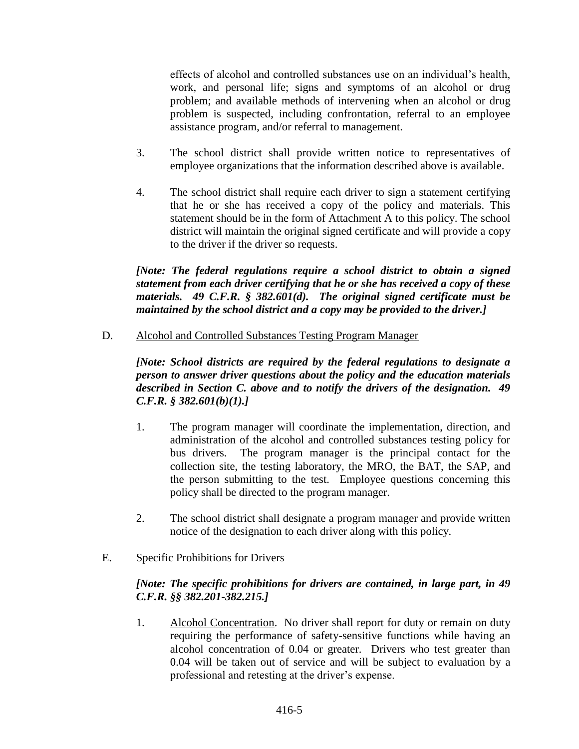effects of alcohol and controlled substances use on an individual's health, work, and personal life; signs and symptoms of an alcohol or drug problem; and available methods of intervening when an alcohol or drug problem is suspected, including confrontation, referral to an employee assistance program, and/or referral to management.

3. The school district shall provide written notice to representatives of employee organizations that the information described above is available.

4. The school district shall require each driver to sign a statement certifying that he or she has received a copy of the policy and materials. This statement should be in the form of Attachment A to this policy. The school district will maintain the original signed certificate and will provide a copy to the driver if the driver so requests.

***[Note: The federal regulations require a school district to obtain a signed statement from each driver certifying that he or she has received a copy of these materials. 49 C.F.R. § 382.601(d). The original signed certificate must be maintained by the school district and a copy may be provided to the driver.]***

D. Alcohol and Controlled Substances Testing Program Manager

***[Note: School districts are required by the federal regulations to designate a person to answer driver questions about the policy and the education materials described in Section C. above and to notify the drivers of the designation. 49 C.F.R. § 382.601(b)(1).]***

1. The program manager will coordinate the implementation, direction, and administration of the alcohol and controlled substances testing policy for bus drivers. The program manager is the principal contact for the collection site, the testing laboratory, the MRO, the BAT, the SAP, and the person submitting to the test. Employee questions concerning this policy shall be directed to the program manager.

2. The school district shall designate a program manager and provide written notice of the designation to each driver along with this policy.

E. Specific Prohibitions for Drivers

***[Note: The specific prohibitions for drivers are contained, in large part, in 49 C.F.R. §§ 382.201-382.215.]***

1. Alcohol Concentration. No driver shall report for duty or remain on duty requiring the performance of safety-sensitive functions while having an alcohol concentration of 0.04 or greater. Drivers who test greater than 0.04 will be taken out of service and will be subject to evaluation by a professional and retesting at the driver's expense.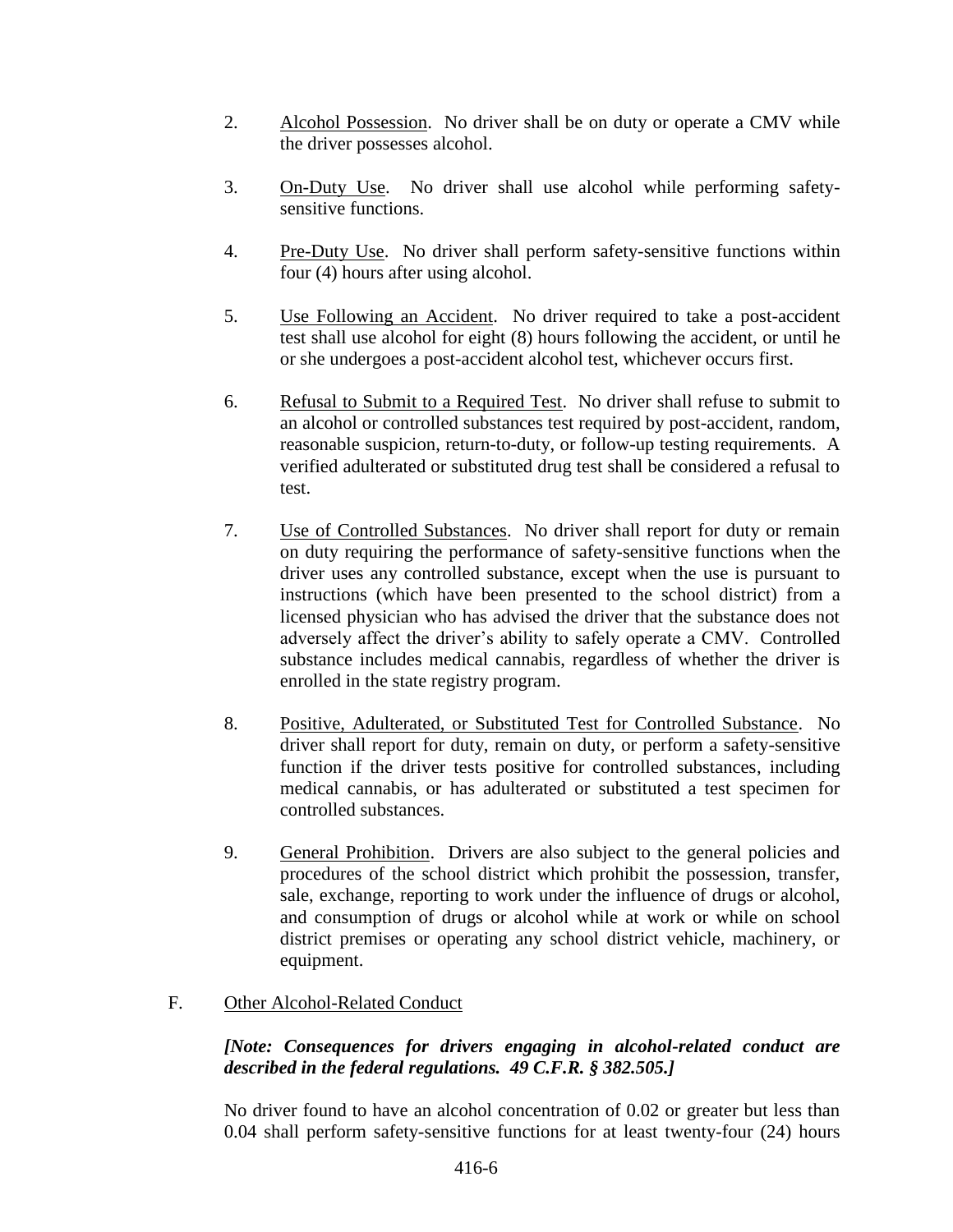2. Alcohol Possession. No driver shall be on duty or operate a CMV while the driver possesses alcohol.

3. On-Duty Use. No driver shall use alcohol while performing safety-sensitive functions.

4. Pre-Duty Use. No driver shall perform safety-sensitive functions within four (4) hours after using alcohol.

5. Use Following an Accident. No driver required to take a post-accident test shall use alcohol for eight (8) hours following the accident, or until he or she undergoes a post-accident alcohol test, whichever occurs first.

6. Refusal to Submit to a Required Test. No driver shall refuse to submit to an alcohol or controlled substances test required by post-accident, random, reasonable suspicion, return-to-duty, or follow-up testing requirements. A verified adulterated or substituted drug test shall be considered a refusal to test.

7. Use of Controlled Substances. No driver shall report for duty or remain on duty requiring the performance of safety-sensitive functions when the driver uses any controlled substance, except when the use is pursuant to instructions (which have been presented to the school district) from a licensed physician who has advised the driver that the substance does not adversely affect the driver's ability to safely operate a CMV. Controlled substance includes medical cannabis, regardless of whether the driver is enrolled in the state registry program.

8. Positive, Adulterated, or Substituted Test for Controlled Substance. No driver shall report for duty, remain on duty, or perform a safety-sensitive function if the driver tests positive for controlled substances, including medical cannabis, or has adulterated or substituted a test specimen for controlled substances.

9. General Prohibition. Drivers are also subject to the general policies and procedures of the school district which prohibit the possession, transfer, sale, exchange, reporting to work under the influence of drugs or alcohol, and consumption of drugs or alcohol while at work or while on school district premises or operating any school district vehicle, machinery, or equipment.

F. Other Alcohol-Related Conduct

***[Note: Consequences for drivers engaging in alcohol-related conduct are described in the federal regulations. 49 C.F.R. § 382.505.]***

No driver found to have an alcohol concentration of 0.02 or greater but less than 0.04 shall perform safety-sensitive functions for at least twenty-four (24) hours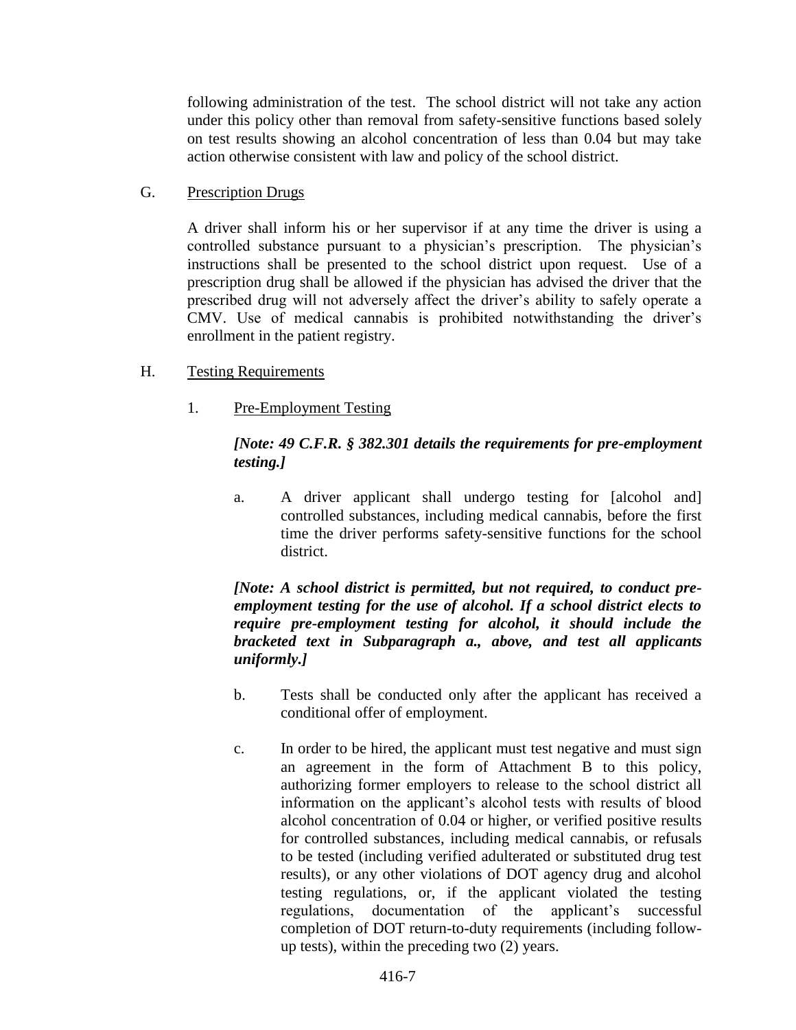following administration of the test. The school district will not take any action under this policy other than removal from safety-sensitive functions based solely on test results showing an alcohol concentration of less than 0.04 but may take action otherwise consistent with law and policy of the school district.

G. <u>Prescription Drugs</u>

A driver shall inform his or her supervisor if at any time the driver is using a controlled substance pursuant to a physician's prescription. The physician's instructions shall be presented to the school district upon request. Use of a prescription drug shall be allowed if the physician has advised the driver that the prescribed drug will not adversely affect the driver's ability to safely operate a CMV. Use of medical cannabis is prohibited notwithstanding the driver's enrollment in the patient registry.

H. <u>Testing Requirements</u>

1. <u>Pre-Employment Testing</u>

***[Note: 49 C.F.R. § 382.301 details the requirements for pre-employment testing.]***

a. A driver applicant shall undergo testing for [alcohol and] controlled substances, including medical cannabis, before the first time the driver performs safety-sensitive functions for the school district.

***[Note: A school district is permitted, but not required, to conduct pre-employment testing for the use of alcohol. If a school district elects to require pre-employment testing for alcohol, it should include the bracketed text in Subparagraph a., above, and test all applicants uniformly.]***

b. Tests shall be conducted only after the applicant has received a conditional offer of employment.

c. In order to be hired, the applicant must test negative and must sign an agreement in the form of Attachment B to this policy, authorizing former employers to release to the school district all information on the applicant's alcohol tests with results of blood alcohol concentration of 0.04 or higher, or verified positive results for controlled substances, including medical cannabis, or refusals to be tested (including verified adulterated or substituted drug test results), or any other violations of DOT agency drug and alcohol testing regulations, or, if the applicant violated the testing regulations, documentation of the applicant's successful completion of DOT return-to-duty requirements (including follow-up tests), within the preceding two (2) years.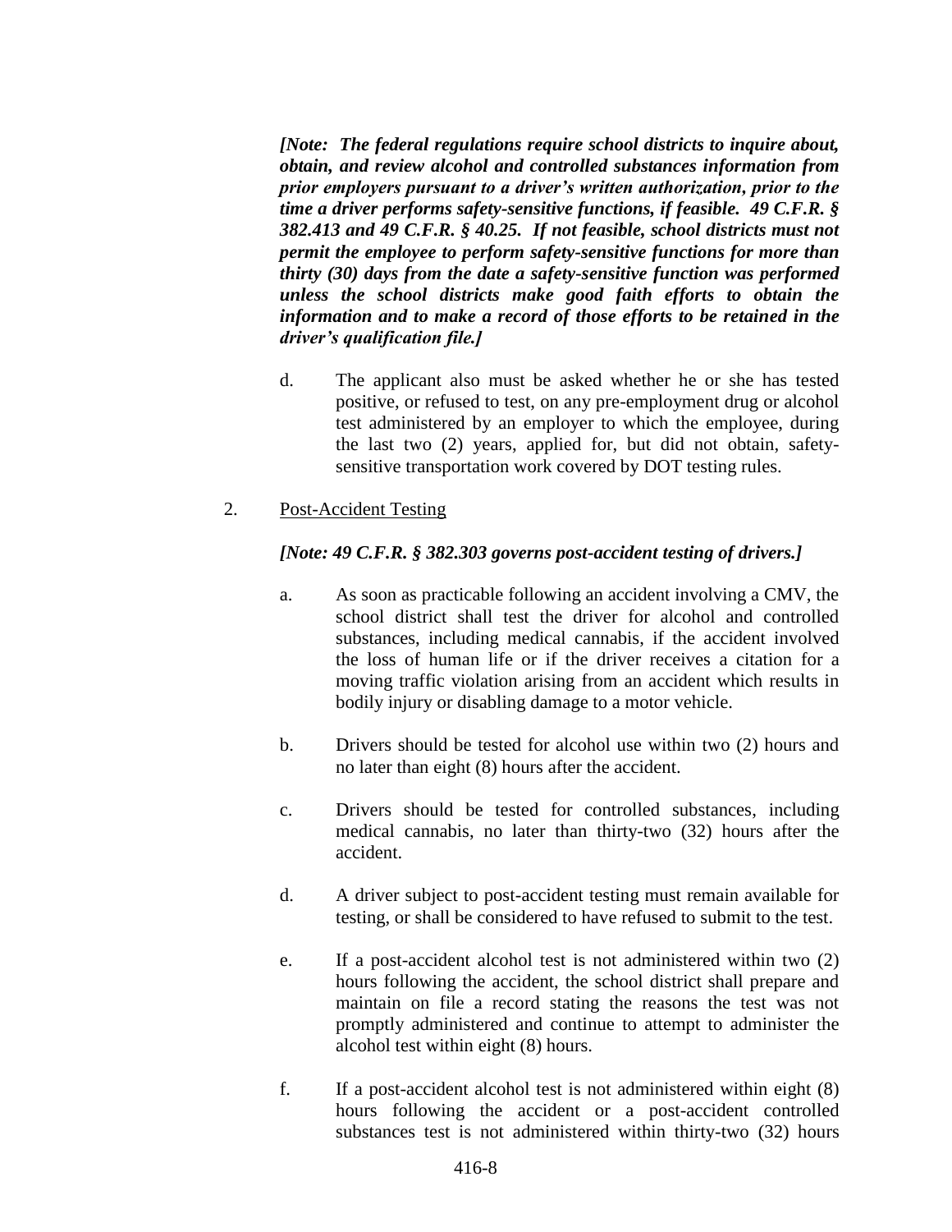***[Note: The federal regulations require school districts to inquire about, obtain, and review alcohol and controlled substances information from prior employers pursuant to a driver's written authorization, prior to the time a driver performs safety-sensitive functions, if feasible. 49 C.F.R. § 382.413 and 49 C.F.R. § 40.25. If not feasible, school districts must not permit the employee to perform safety-sensitive functions for more than thirty (30) days from the date a safety-sensitive function was performed unless the school districts make good faith efforts to obtain the information and to make a record of those efforts to be retained in the driver's qualification file.]***

d. The applicant also must be asked whether he or she has tested positive, or refused to test, on any pre-employment drug or alcohol test administered by an employer to which the employee, during the last two (2) years, applied for, but did not obtain, safety-sensitive transportation work covered by DOT testing rules.

2. <u>Post-Accident Testing</u>

***[Note: 49 C.F.R. § 382.303 governs post-accident testing of drivers.]***

a. As soon as practicable following an accident involving a CMV, the school district shall test the driver for alcohol and controlled substances, including medical cannabis, if the accident involved the loss of human life or if the driver receives a citation for a moving traffic violation arising from an accident which results in bodily injury or disabling damage to a motor vehicle.

b. Drivers should be tested for alcohol use within two (2) hours and no later than eight (8) hours after the accident.

c. Drivers should be tested for controlled substances, including medical cannabis, no later than thirty-two (32) hours after the accident.

d. A driver subject to post-accident testing must remain available for testing, or shall be considered to have refused to submit to the test.

e. If a post-accident alcohol test is not administered within two (2) hours following the accident, the school district shall prepare and maintain on file a record stating the reasons the test was not promptly administered and continue to attempt to administer the alcohol test within eight (8) hours.

f. If a post-accident alcohol test is not administered within eight (8) hours following the accident or a post-accident controlled substances test is not administered within thirty-two (32) hours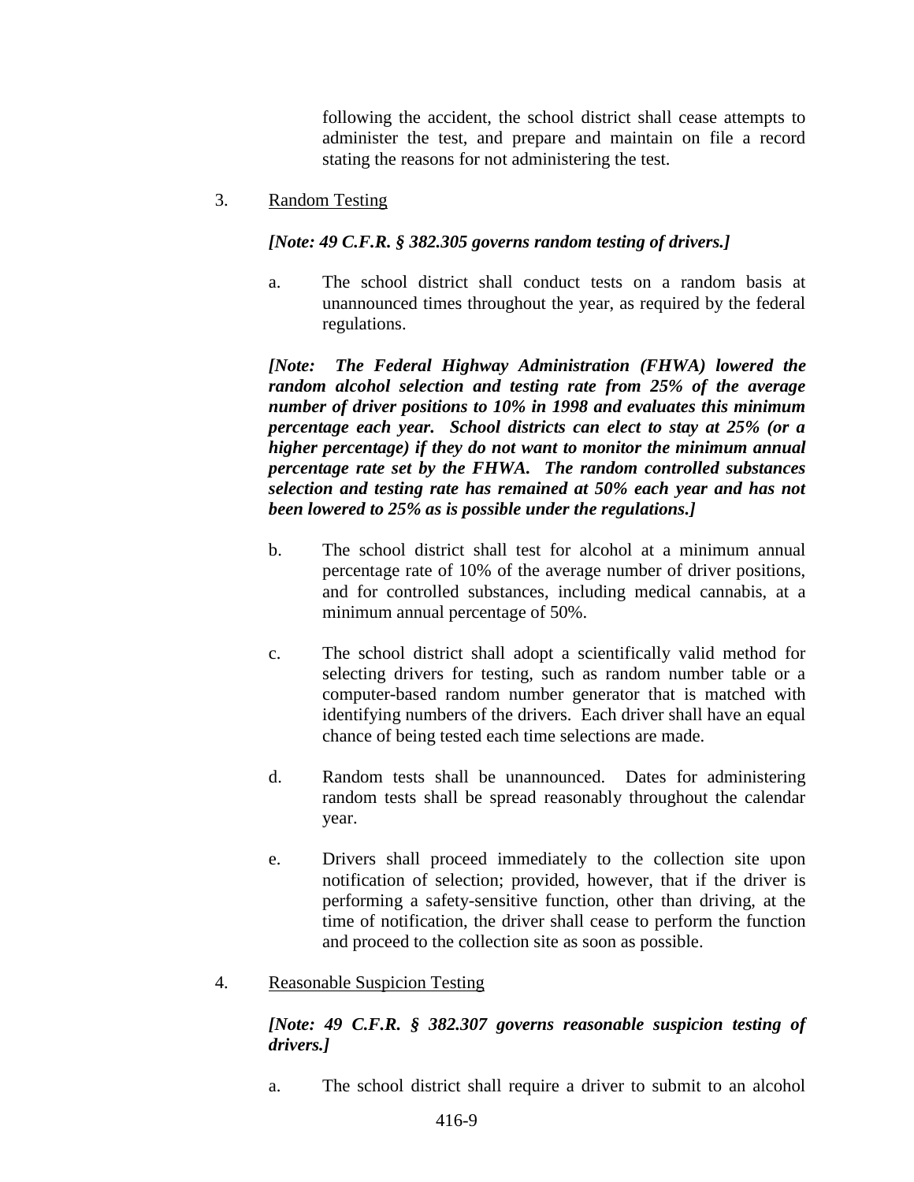following the accident, the school district shall cease attempts to administer the test, and prepare and maintain on file a record stating the reasons for not administering the test.

3. Random Testing

***[Note: 49 C.F.R. § 382.305 governs random testing of drivers.]***

a. The school district shall conduct tests on a random basis at unannounced times throughout the year, as required by the federal regulations.

***[Note: The Federal Highway Administration (FHWA) lowered the random alcohol selection and testing rate from 25% of the average number of driver positions to 10% in 1998 and evaluates this minimum percentage each year. School districts can elect to stay at 25% (or a higher percentage) if they do not want to monitor the minimum annual percentage rate set by the FHWA. The random controlled substances selection and testing rate has remained at 50% each year and has not been lowered to 25% as is possible under the regulations.]***

b. The school district shall test for alcohol at a minimum annual percentage rate of 10% of the average number of driver positions, and for controlled substances, including medical cannabis, at a minimum annual percentage of 50%.

c. The school district shall adopt a scientifically valid method for selecting drivers for testing, such as random number table or a computer-based random number generator that is matched with identifying numbers of the drivers. Each driver shall have an equal chance of being tested each time selections are made.

d. Random tests shall be unannounced. Dates for administering random tests shall be spread reasonably throughout the calendar year.

e. Drivers shall proceed immediately to the collection site upon notification of selection; provided, however, that if the driver is performing a safety-sensitive function, other than driving, at the time of notification, the driver shall cease to perform the function and proceed to the collection site as soon as possible.

4. Reasonable Suspicion Testing

***[Note: 49 C.F.R. § 382.307 governs reasonable suspicion testing of drivers.]***

a. The school district shall require a driver to submit to an alcohol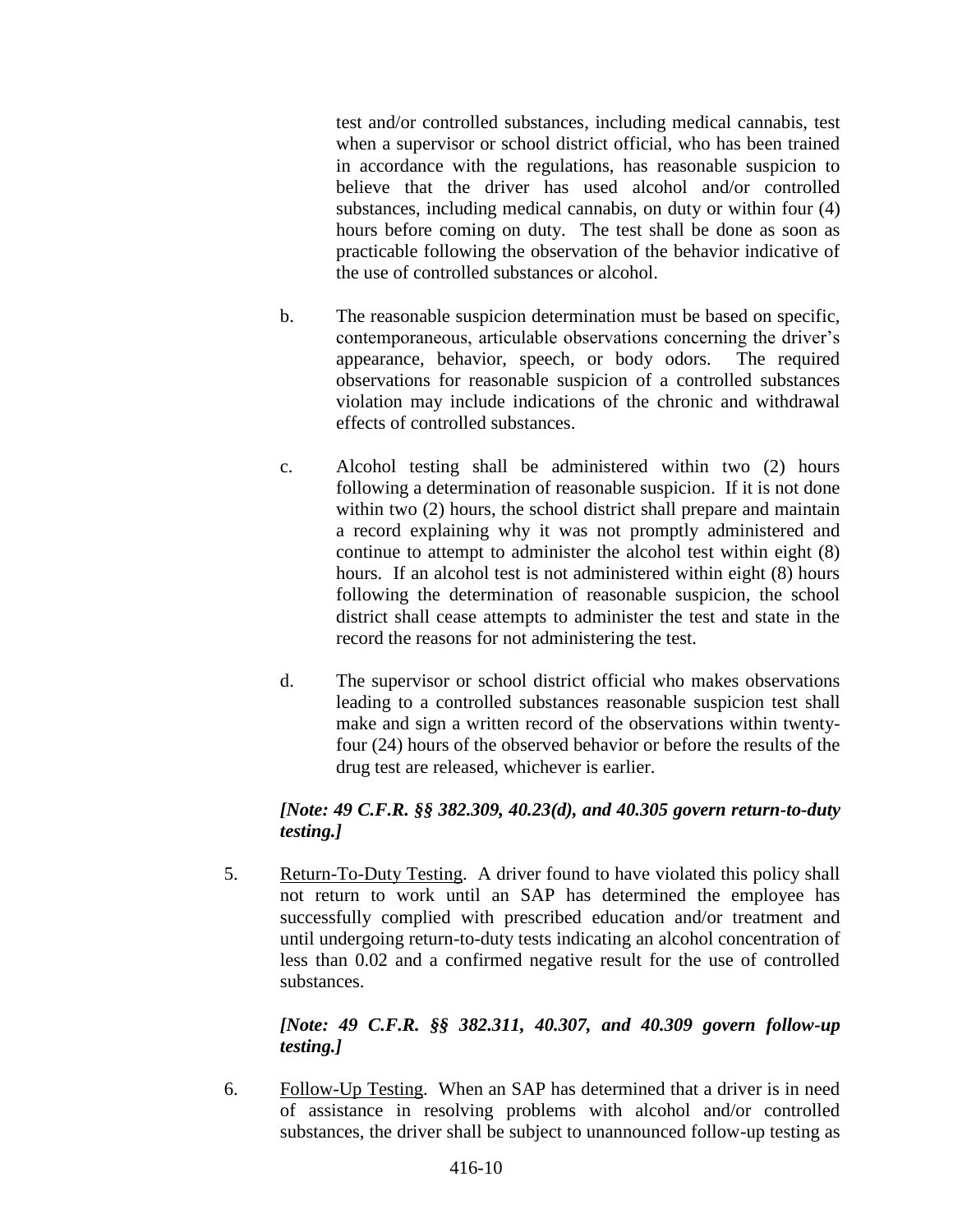test and/or controlled substances, including medical cannabis, test when a supervisor or school district official, who has been trained in accordance with the regulations, has reasonable suspicion to believe that the driver has used alcohol and/or controlled substances, including medical cannabis, on duty or within four (4) hours before coming on duty. The test shall be done as soon as practicable following the observation of the behavior indicative of the use of controlled substances or alcohol.

b. The reasonable suspicion determination must be based on specific, contemporaneous, articulable observations concerning the driver's appearance, behavior, speech, or body odors. The required observations for reasonable suspicion of a controlled substances violation may include indications of the chronic and withdrawal effects of controlled substances.

c. Alcohol testing shall be administered within two (2) hours following a determination of reasonable suspicion. If it is not done within two (2) hours, the school district shall prepare and maintain a record explaining why it was not promptly administered and continue to attempt to administer the alcohol test within eight (8) hours. If an alcohol test is not administered within eight (8) hours following the determination of reasonable suspicion, the school district shall cease attempts to administer the test and state in the record the reasons for not administering the test.

d. The supervisor or school district official who makes observations leading to a controlled substances reasonable suspicion test shall make and sign a written record of the observations within twenty-four (24) hours of the observed behavior or before the results of the drug test are released, whichever is earlier.

***[Note: 49 C.F.R. §§ 382.309, 40.23(d), and 40.305 govern return-to-duty testing.]***

5. <u>Return-To-Duty Testing</u>. A driver found to have violated this policy shall not return to work until an SAP has determined the employee has successfully complied with prescribed education and/or treatment and until undergoing return-to-duty tests indicating an alcohol concentration of less than 0.02 and a confirmed negative result for the use of controlled substances.

***[Note: 49 C.F.R. §§ 382.311, 40.307, and 40.309 govern follow-up testing.]***

6. <u>Follow-Up Testing</u>. When an SAP has determined that a driver is in need of assistance in resolving problems with alcohol and/or controlled substances, the driver shall be subject to unannounced follow-up testing as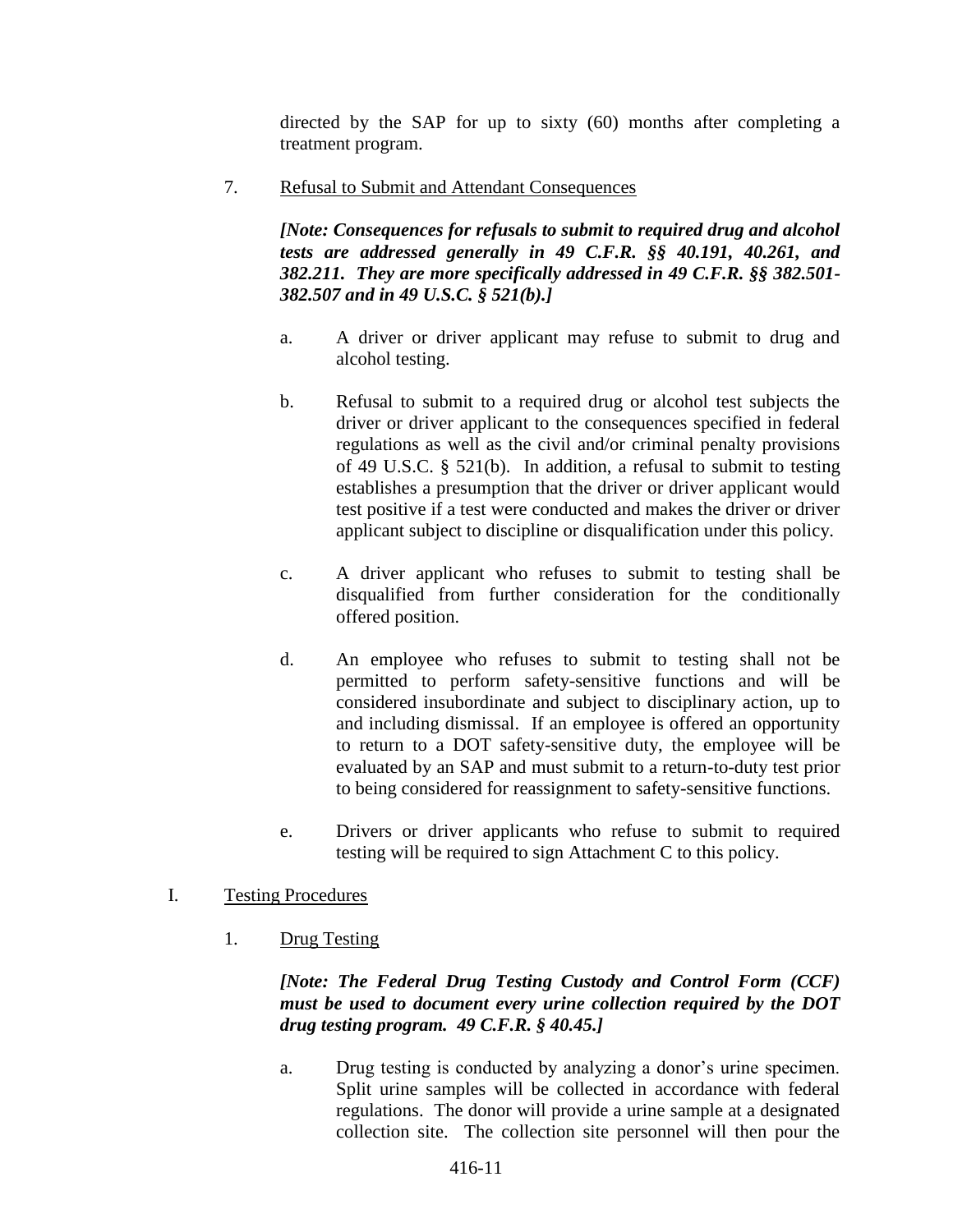directed by the SAP for up to sixty (60) months after completing a treatment program.

7. Refusal to Submit and Attendant Consequences

   ***[Note: Consequences for refusals to submit to required drug and alcohol tests are addressed generally in 49 C.F.R. §§ 40.191, 40.261, and 382.211. They are more specifically addressed in 49 C.F.R. §§ 382.501-382.507 and in 49 U.S.C. § 521(b).]***

   a. A driver or driver applicant may refuse to submit to drug and alcohol testing.

   b. Refusal to submit to a required drug or alcohol test subjects the driver or driver applicant to the consequences specified in federal regulations as well as the civil and/or criminal penalty provisions of 49 U.S.C. § 521(b). In addition, a refusal to submit to testing establishes a presumption that the driver or driver applicant would test positive if a test were conducted and makes the driver or driver applicant subject to discipline or disqualification under this policy.

   c. A driver applicant who refuses to submit to testing shall be disqualified from further consideration for the conditionally offered position.

   d. An employee who refuses to submit to testing shall not be permitted to perform safety-sensitive functions and will be considered insubordinate and subject to disciplinary action, up to and including dismissal. If an employee is offered an opportunity to return to a DOT safety-sensitive duty, the employee will be evaluated by an SAP and must submit to a return-to-duty test prior to being considered for reassignment to safety-sensitive functions.

   e. Drivers or driver applicants who refuse to submit to required testing will be required to sign Attachment C to this policy.

## I. Testing Procedures

1. Drug Testing

   ***[Note: The Federal Drug Testing Custody and Control Form (CCF) must be used to document every urine collection required by the DOT drug testing program. 49 C.F.R. § 40.45.]***

   a. Drug testing is conducted by analyzing a donor's urine specimen. Split urine samples will be collected in accordance with federal regulations. The donor will provide a urine sample at a designated collection site. The collection site personnel will then pour the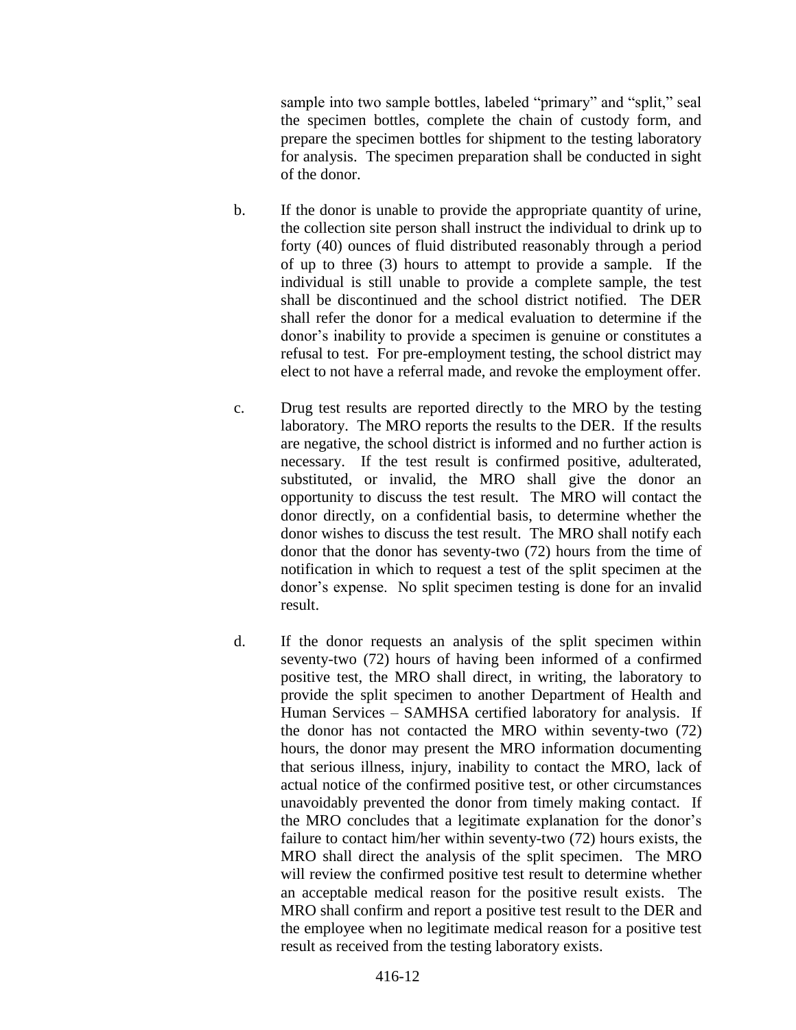sample into two sample bottles, labeled "primary" and "split," seal the specimen bottles, complete the chain of custody form, and prepare the specimen bottles for shipment to the testing laboratory for analysis. The specimen preparation shall be conducted in sight of the donor.

b. If the donor is unable to provide the appropriate quantity of urine, the collection site person shall instruct the individual to drink up to forty (40) ounces of fluid distributed reasonably through a period of up to three (3) hours to attempt to provide a sample. If the individual is still unable to provide a complete sample, the test shall be discontinued and the school district notified. The DER shall refer the donor for a medical evaluation to determine if the donor's inability to provide a specimen is genuine or constitutes a refusal to test. For pre-employment testing, the school district may elect to not have a referral made, and revoke the employment offer.

c. Drug test results are reported directly to the MRO by the testing laboratory. The MRO reports the results to the DER. If the results are negative, the school district is informed and no further action is necessary. If the test result is confirmed positive, adulterated, substituted, or invalid, the MRO shall give the donor an opportunity to discuss the test result. The MRO will contact the donor directly, on a confidential basis, to determine whether the donor wishes to discuss the test result. The MRO shall notify each donor that the donor has seventy-two (72) hours from the time of notification in which to request a test of the split specimen at the donor's expense. No split specimen testing is done for an invalid result.

d. If the donor requests an analysis of the split specimen within seventy-two (72) hours of having been informed of a confirmed positive test, the MRO shall direct, in writing, the laboratory to provide the split specimen to another Department of Health and Human Services – SAMHSA certified laboratory for analysis. If the donor has not contacted the MRO within seventy-two (72) hours, the donor may present the MRO information documenting that serious illness, injury, inability to contact the MRO, lack of actual notice of the confirmed positive test, or other circumstances unavoidably prevented the donor from timely making contact. If the MRO concludes that a legitimate explanation for the donor's failure to contact him/her within seventy-two (72) hours exists, the MRO shall direct the analysis of the split specimen. The MRO will review the confirmed positive test result to determine whether an acceptable medical reason for the positive result exists. The MRO shall confirm and report a positive test result to the DER and the employee when no legitimate medical reason for a positive test result as received from the testing laboratory exists.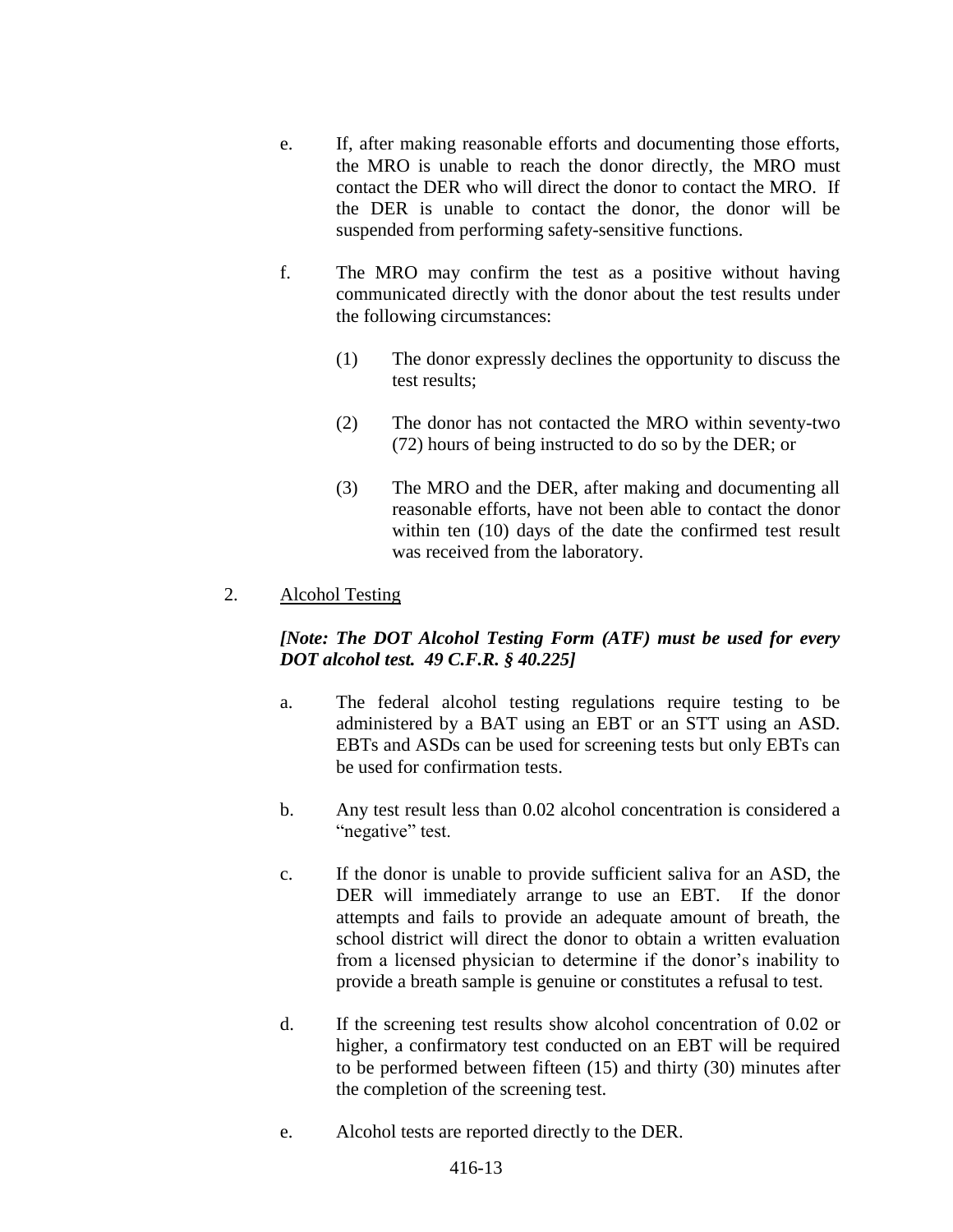e. If, after making reasonable efforts and documenting those efforts, the MRO is unable to reach the donor directly, the MRO must contact the DER who will direct the donor to contact the MRO. If the DER is unable to contact the donor, the donor will be suspended from performing safety-sensitive functions.

f. The MRO may confirm the test as a positive without having communicated directly with the donor about the test results under the following circumstances:

   (1) The donor expressly declines the opportunity to discuss the test results;

   (2) The donor has not contacted the MRO within seventy-two (72) hours of being instructed to do so by the DER; or

   (3) The MRO and the DER, after making and documenting all reasonable efforts, have not been able to contact the donor within ten (10) days of the date the confirmed test result was received from the laboratory.

2. Alcohol Testing

***[Note: The DOT Alcohol Testing Form (ATF) must be used for every DOT alcohol test. 49 C.F.R. § 40.225]***

a. The federal alcohol testing regulations require testing to be administered by a BAT using an EBT or an STT using an ASD. EBTs and ASDs can be used for screening tests but only EBTs can be used for confirmation tests.

b. Any test result less than 0.02 alcohol concentration is considered a "negative" test.

c. If the donor is unable to provide sufficient saliva for an ASD, the DER will immediately arrange to use an EBT. If the donor attempts and fails to provide an adequate amount of breath, the school district will direct the donor to obtain a written evaluation from a licensed physician to determine if the donor's inability to provide a breath sample is genuine or constitutes a refusal to test.

d. If the screening test results show alcohol concentration of 0.02 or higher, a confirmatory test conducted on an EBT will be required to be performed between fifteen (15) and thirty (30) minutes after the completion of the screening test.

e. Alcohol tests are reported directly to the DER.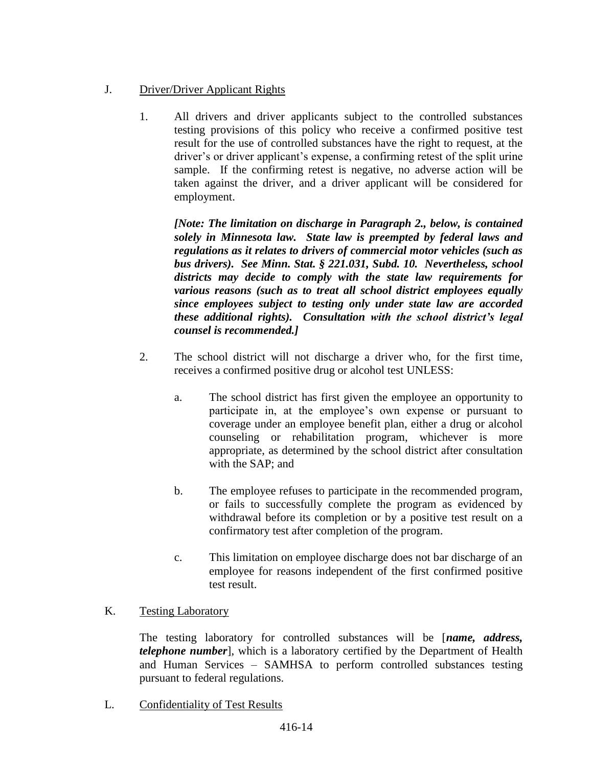J. Driver/Driver Applicant Rights

1. All drivers and driver applicants subject to the controlled substances testing provisions of this policy who receive a confirmed positive test result for the use of controlled substances have the right to request, at the driver's or driver applicant's expense, a confirming retest of the split urine sample. If the confirming retest is negative, no adverse action will be taken against the driver, and a driver applicant will be considered for employment.

   ***[Note: The limitation on discharge in Paragraph 2., below, is contained solely in Minnesota law. State law is preempted by federal laws and regulations as it relates to drivers of commercial motor vehicles (such as bus drivers). See Minn. Stat. § 221.031, Subd. 10. Nevertheless, school districts may decide to comply with the state law requirements for various reasons (such as to treat all school district employees equally since employees subject to testing only under state law are accorded these additional rights). Consultation with the school district's legal counsel is recommended.]***

2. The school district will not discharge a driver who, for the first time, receives a confirmed positive drug or alcohol test UNLESS:

   a. The school district has first given the employee an opportunity to participate in, at the employee's own expense or pursuant to coverage under an employee benefit plan, either a drug or alcohol counseling or rehabilitation program, whichever is more appropriate, as determined by the school district after consultation with the SAP; and

   b. The employee refuses to participate in the recommended program, or fails to successfully complete the program as evidenced by withdrawal before its completion or by a positive test result on a confirmatory test after completion of the program.

   c. This limitation on employee discharge does not bar discharge of an employee for reasons independent of the first confirmed positive test result.

K. Testing Laboratory

The testing laboratory for controlled substances will be [***name, address, telephone number***], which is a laboratory certified by the Department of Health and Human Services – SAMHSA to perform controlled substances testing pursuant to federal regulations.

L. Confidentiality of Test Results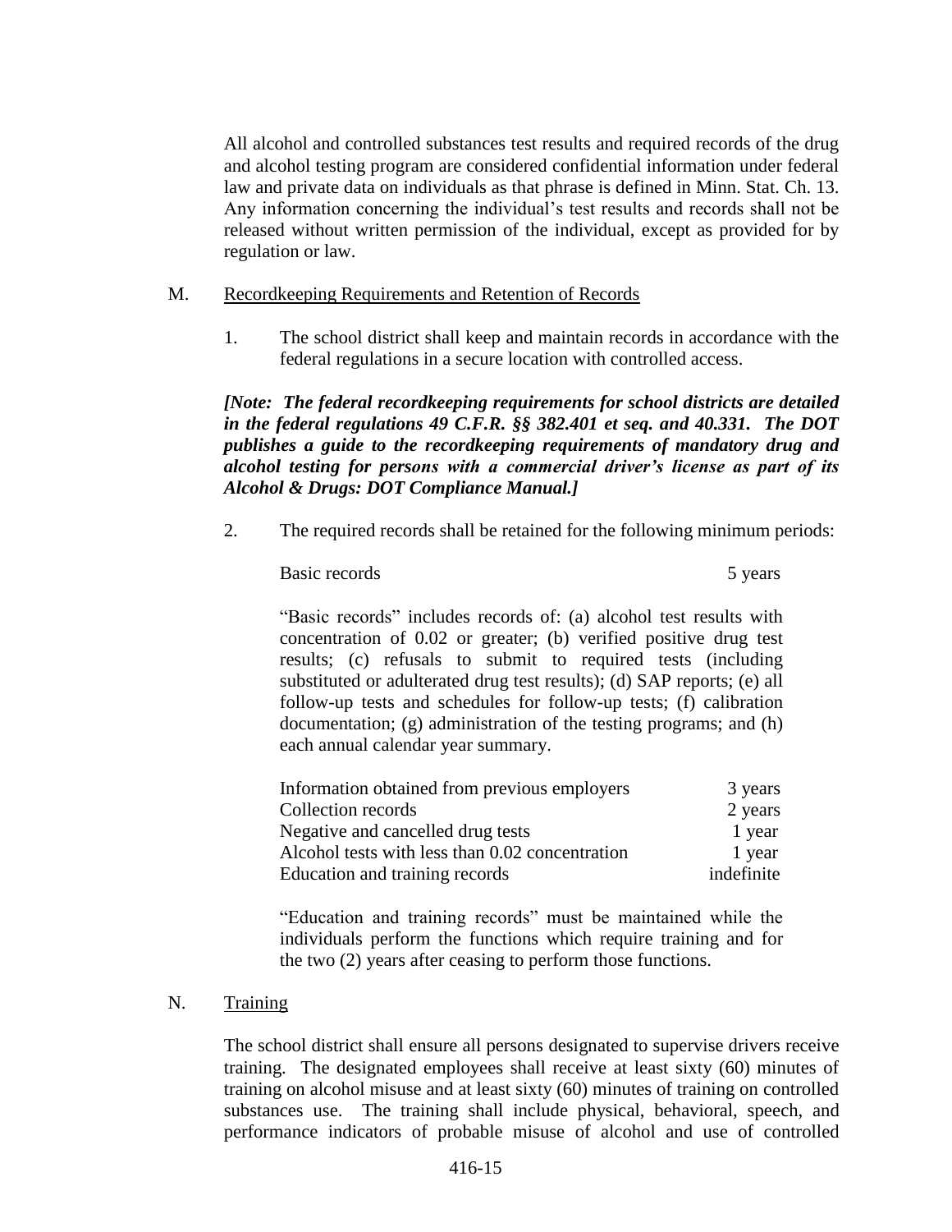All alcohol and controlled substances test results and required records of the drug and alcohol testing program are considered confidential information under federal law and private data on individuals as that phrase is defined in Minn. Stat. Ch. 13. Any information concerning the individual's test results and records shall not be released without written permission of the individual, except as provided for by regulation or law.

M. Recordkeeping Requirements and Retention of Records

1. The school district shall keep and maintain records in accordance with the federal regulations in a secure location with controlled access.

***[Note: The federal recordkeeping requirements for school districts are detailed in the federal regulations 49 C.F.R. §§ 382.401 et seq. and 40.331. The DOT publishes a guide to the recordkeeping requirements of mandatory drug and alcohol testing for persons with a commercial driver's license as part of its Alcohol & Drugs: DOT Compliance Manual.]***

2. The required records shall be retained for the following minimum periods:

| | |
|---|---|
| Basic records | 5 years |

"Basic records" includes records of: (a) alcohol test results with concentration of 0.02 or greater; (b) verified positive drug test results; (c) refusals to submit to required tests (including substituted or adulterated drug test results); (d) SAP reports; (e) all follow-up tests and schedules for follow-up tests; (f) calibration documentation; (g) administration of the testing programs; and (h) each annual calendar year summary.

| | |
|---|---|
| Information obtained from previous employers | 3 years |
| Collection records | 2 years |
| Negative and cancelled drug tests | 1 year |
| Alcohol tests with less than 0.02 concentration | 1 year |
| Education and training records | indefinite |

"Education and training records" must be maintained while the individuals perform the functions which require training and for the two (2) years after ceasing to perform those functions.

N. Training

The school district shall ensure all persons designated to supervise drivers receive training. The designated employees shall receive at least sixty (60) minutes of training on alcohol misuse and at least sixty (60) minutes of training on controlled substances use. The training shall include physical, behavioral, speech, and performance indicators of probable misuse of alcohol and use of controlled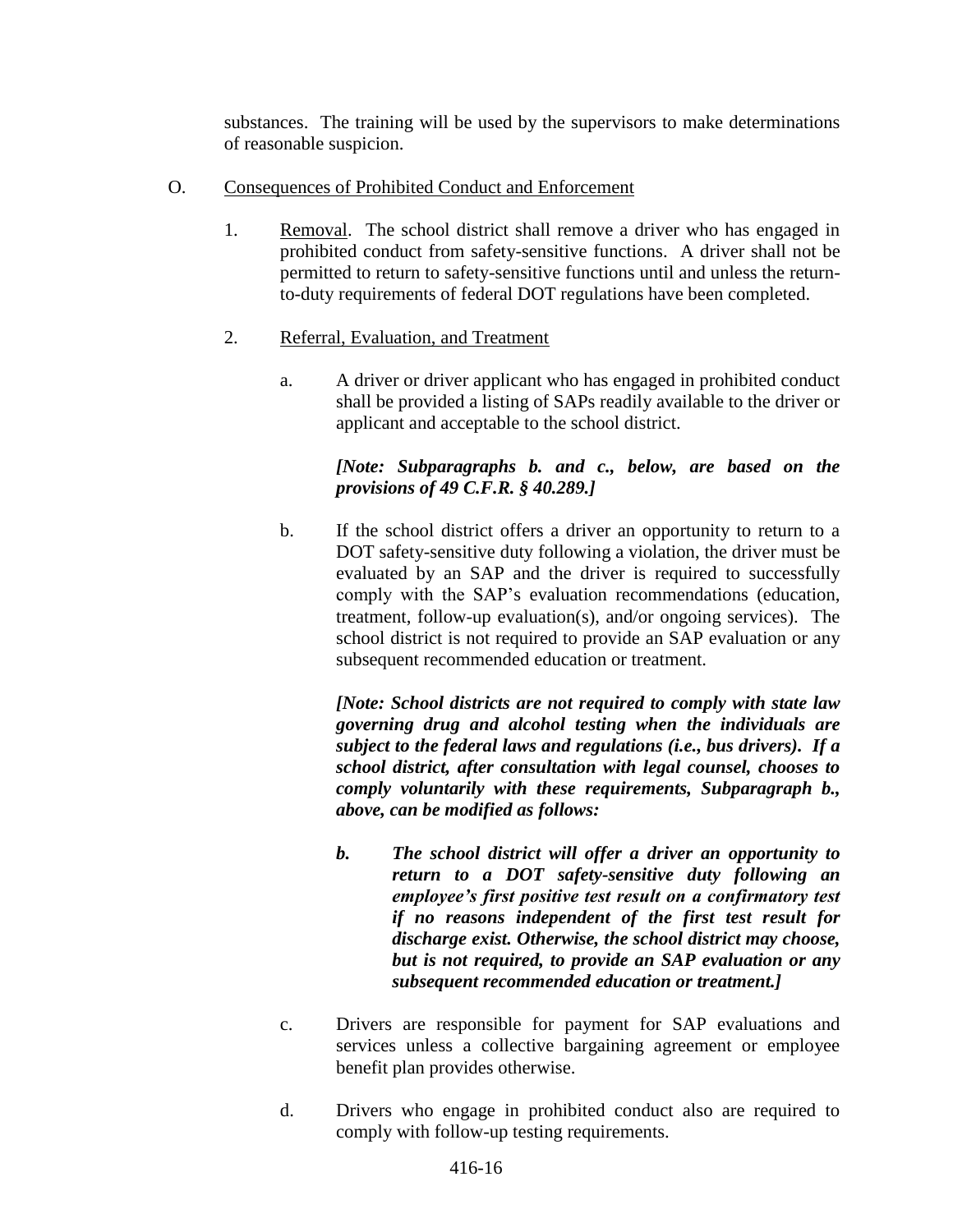substances. The training will be used by the supervisors to make determinations of reasonable suspicion.

O. Consequences of Prohibited Conduct and Enforcement

1. Removal. The school district shall remove a driver who has engaged in prohibited conduct from safety-sensitive functions. A driver shall not be permitted to return to safety-sensitive functions until and unless the return-to-duty requirements of federal DOT regulations have been completed.

2. Referral, Evaluation, and Treatment

a. A driver or driver applicant who has engaged in prohibited conduct shall be provided a listing of SAPs readily available to the driver or applicant and acceptable to the school district.

***[Note: Subparagraphs b. and c., below, are based on the provisions of 49 C.F.R. § 40.289.]***

b. If the school district offers a driver an opportunity to return to a DOT safety-sensitive duty following a violation, the driver must be evaluated by an SAP and the driver is required to successfully comply with the SAP's evaluation recommendations (education, treatment, follow-up evaluation(s), and/or ongoing services). The school district is not required to provide an SAP evaluation or any subsequent recommended education or treatment.

***[Note: School districts are not required to comply with state law governing drug and alcohol testing when the individuals are subject to the federal laws and regulations (i.e., bus drivers). If a school district, after consultation with legal counsel, chooses to comply voluntarily with these requirements, Subparagraph b., above, can be modified as follows:***

***b. The school district will offer a driver an opportunity to return to a DOT safety-sensitive duty following an employee's first positive test result on a confirmatory test if no reasons independent of the first test result for discharge exist. Otherwise, the school district may choose, but is not required, to provide an SAP evaluation or any subsequent recommended education or treatment.]***

c. Drivers are responsible for payment for SAP evaluations and services unless a collective bargaining agreement or employee benefit plan provides otherwise.

d. Drivers who engage in prohibited conduct also are required to comply with follow-up testing requirements.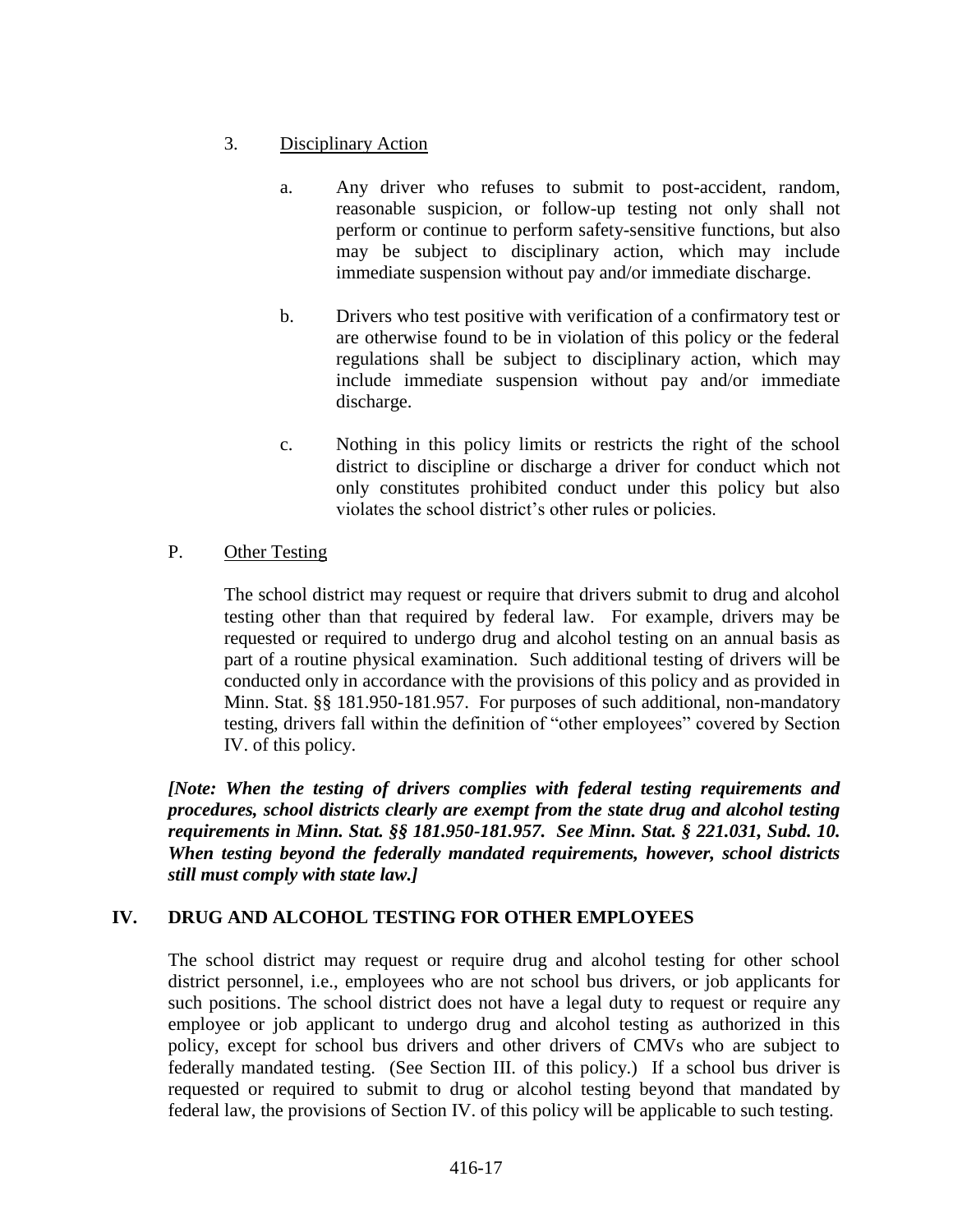3. Disciplinary Action

   a. Any driver who refuses to submit to post-accident, random, reasonable suspicion, or follow-up testing not only shall not perform or continue to perform safety-sensitive functions, but also may be subject to disciplinary action, which may include immediate suspension without pay and/or immediate discharge.

   b. Drivers who test positive with verification of a confirmatory test or are otherwise found to be in violation of this policy or the federal regulations shall be subject to disciplinary action, which may include immediate suspension without pay and/or immediate discharge.

   c. Nothing in this policy limits or restricts the right of the school district to discipline or discharge a driver for conduct which not only constitutes prohibited conduct under this policy but also violates the school district's other rules or policies.

P. Other Testing

The school district may request or require that drivers submit to drug and alcohol testing other than that required by federal law. For example, drivers may be requested or required to undergo drug and alcohol testing on an annual basis as part of a routine physical examination. Such additional testing of drivers will be conducted only in accordance with the provisions of this policy and as provided in Minn. Stat. §§ 181.950-181.957. For purposes of such additional, non-mandatory testing, drivers fall within the definition of "other employees" covered by Section IV. of this policy.

***[Note: When the testing of drivers complies with federal testing requirements and procedures, school districts clearly are exempt from the state drug and alcohol testing requirements in Minn. Stat. §§ 181.950-181.957. See Minn. Stat. § 221.031, Subd. 10. When testing beyond the federally mandated requirements, however, school districts still must comply with state law.]***

## IV. DRUG AND ALCOHOL TESTING FOR OTHER EMPLOYEES

The school district may request or require drug and alcohol testing for other school district personnel, i.e., employees who are not school bus drivers, or job applicants for such positions. The school district does not have a legal duty to request or require any employee or job applicant to undergo drug and alcohol testing as authorized in this policy, except for school bus drivers and other drivers of CMVs who are subject to federally mandated testing. (See Section III. of this policy.) If a school bus driver is requested or required to submit to drug or alcohol testing beyond that mandated by federal law, the provisions of Section IV. of this policy will be applicable to such testing.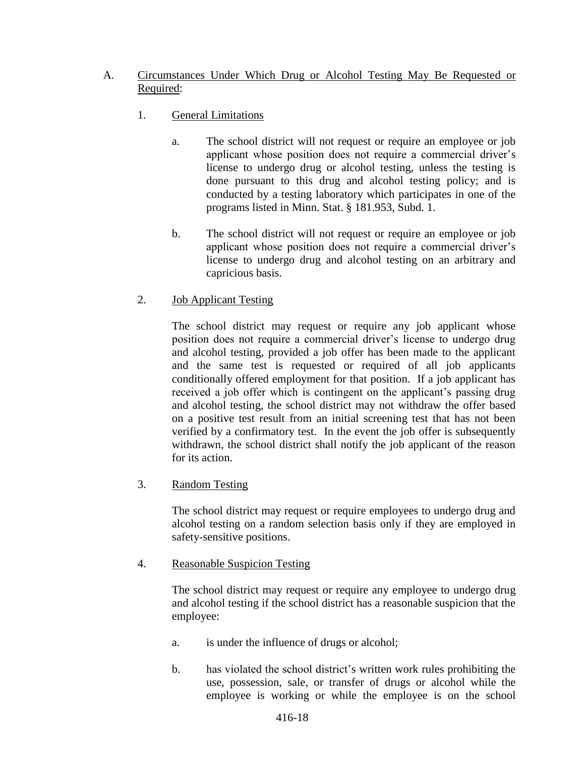A. Circumstances Under Which Drug or Alcohol Testing May Be Requested or Required:

1. General Limitations

    a. The school district will not request or require an employee or job applicant whose position does not require a commercial driver's license to undergo drug or alcohol testing, unless the testing is done pursuant to this drug and alcohol testing policy; and is conducted by a testing laboratory which participates in one of the programs listed in Minn. Stat. § 181.953, Subd. 1.

    b. The school district will not request or require an employee or job applicant whose position does not require a commercial driver's license to undergo drug and alcohol testing on an arbitrary and capricious basis.

2. Job Applicant Testing

    The school district may request or require any job applicant whose position does not require a commercial driver's license to undergo drug and alcohol testing, provided a job offer has been made to the applicant and the same test is requested or required of all job applicants conditionally offered employment for that position. If a job applicant has received a job offer which is contingent on the applicant's passing drug and alcohol testing, the school district may not withdraw the offer based on a positive test result from an initial screening test that has not been verified by a confirmatory test. In the event the job offer is subsequently withdrawn, the school district shall notify the job applicant of the reason for its action.

3. Random Testing

    The school district may request or require employees to undergo drug and alcohol testing on a random selection basis only if they are employed in safety-sensitive positions.

4. Reasonable Suspicion Testing

    The school district may request or require any employee to undergo drug and alcohol testing if the school district has a reasonable suspicion that the employee:

    a. is under the influence of drugs or alcohol;

    b. has violated the school district's written work rules prohibiting the use, possession, sale, or transfer of drugs or alcohol while the employee is working or while the employee is on the school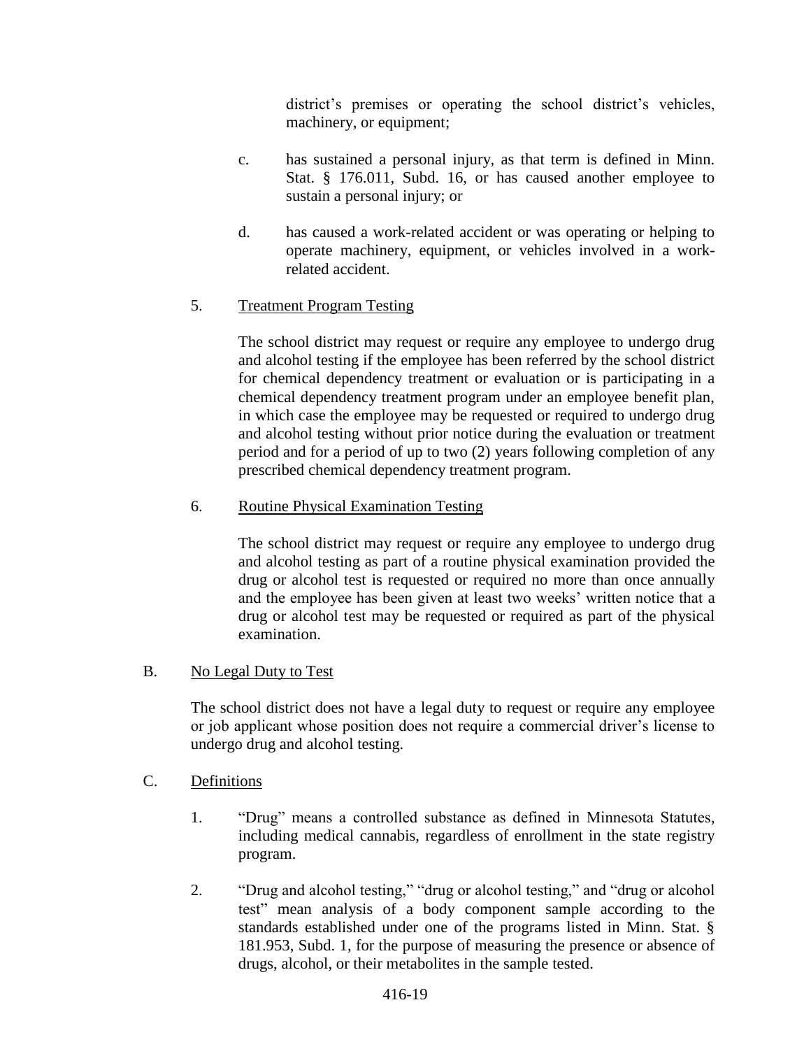district's premises or operating the school district's vehicles, machinery, or equipment;

c. has sustained a personal injury, as that term is defined in Minn. Stat. § 176.011, Subd. 16, or has caused another employee to sustain a personal injury; or

d. has caused a work-related accident or was operating or helping to operate machinery, equipment, or vehicles involved in a work-related accident.

5. Treatment Program Testing

The school district may request or require any employee to undergo drug and alcohol testing if the employee has been referred by the school district for chemical dependency treatment or evaluation or is participating in a chemical dependency treatment program under an employee benefit plan, in which case the employee may be requested or required to undergo drug and alcohol testing without prior notice during the evaluation or treatment period and for a period of up to two (2) years following completion of any prescribed chemical dependency treatment program.

6. Routine Physical Examination Testing

The school district may request or require any employee to undergo drug and alcohol testing as part of a routine physical examination provided the drug or alcohol test is requested or required no more than once annually and the employee has been given at least two weeks' written notice that a drug or alcohol test may be requested or required as part of the physical examination.

B. No Legal Duty to Test

The school district does not have a legal duty to request or require any employee or job applicant whose position does not require a commercial driver's license to undergo drug and alcohol testing.

C. Definitions

1. "Drug" means a controlled substance as defined in Minnesota Statutes, including medical cannabis, regardless of enrollment in the state registry program.

2. "Drug and alcohol testing," "drug or alcohol testing," and "drug or alcohol test" mean analysis of a body component sample according to the standards established under one of the programs listed in Minn. Stat. § 181.953, Subd. 1, for the purpose of measuring the presence or absence of drugs, alcohol, or their metabolites in the sample tested.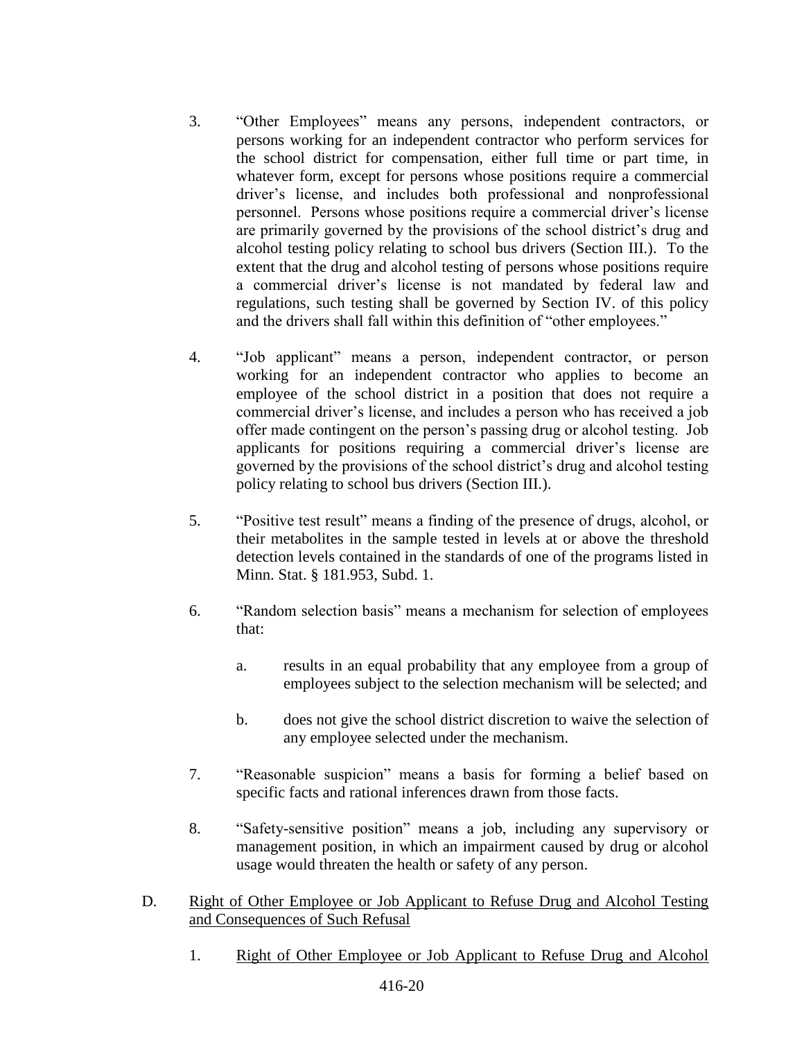3. "Other Employees" means any persons, independent contractors, or persons working for an independent contractor who perform services for the school district for compensation, either full time or part time, in whatever form, except for persons whose positions require a commercial driver's license, and includes both professional and nonprofessional personnel. Persons whose positions require a commercial driver's license are primarily governed by the provisions of the school district's drug and alcohol testing policy relating to school bus drivers (Section III.). To the extent that the drug and alcohol testing of persons whose positions require a commercial driver's license is not mandated by federal law and regulations, such testing shall be governed by Section IV. of this policy and the drivers shall fall within this definition of "other employees."

4. "Job applicant" means a person, independent contractor, or person working for an independent contractor who applies to become an employee of the school district in a position that does not require a commercial driver's license, and includes a person who has received a job offer made contingent on the person's passing drug or alcohol testing. Job applicants for positions requiring a commercial driver's license are governed by the provisions of the school district's drug and alcohol testing policy relating to school bus drivers (Section III.).

5. "Positive test result" means a finding of the presence of drugs, alcohol, or their metabolites in the sample tested in levels at or above the threshold detection levels contained in the standards of one of the programs listed in Minn. Stat. § 181.953, Subd. 1.

6. "Random selection basis" means a mechanism for selection of employees that:

   a. results in an equal probability that any employee from a group of employees subject to the selection mechanism will be selected; and

   b. does not give the school district discretion to waive the selection of any employee selected under the mechanism.

7. "Reasonable suspicion" means a basis for forming a belief based on specific facts and rational inferences drawn from those facts.

8. "Safety-sensitive position" means a job, including any supervisory or management position, in which an impairment caused by drug or alcohol usage would threaten the health or safety of any person.

D. Right of Other Employee or Job Applicant to Refuse Drug and Alcohol Testing and Consequences of Such Refusal

   1. Right of Other Employee or Job Applicant to Refuse Drug and Alcohol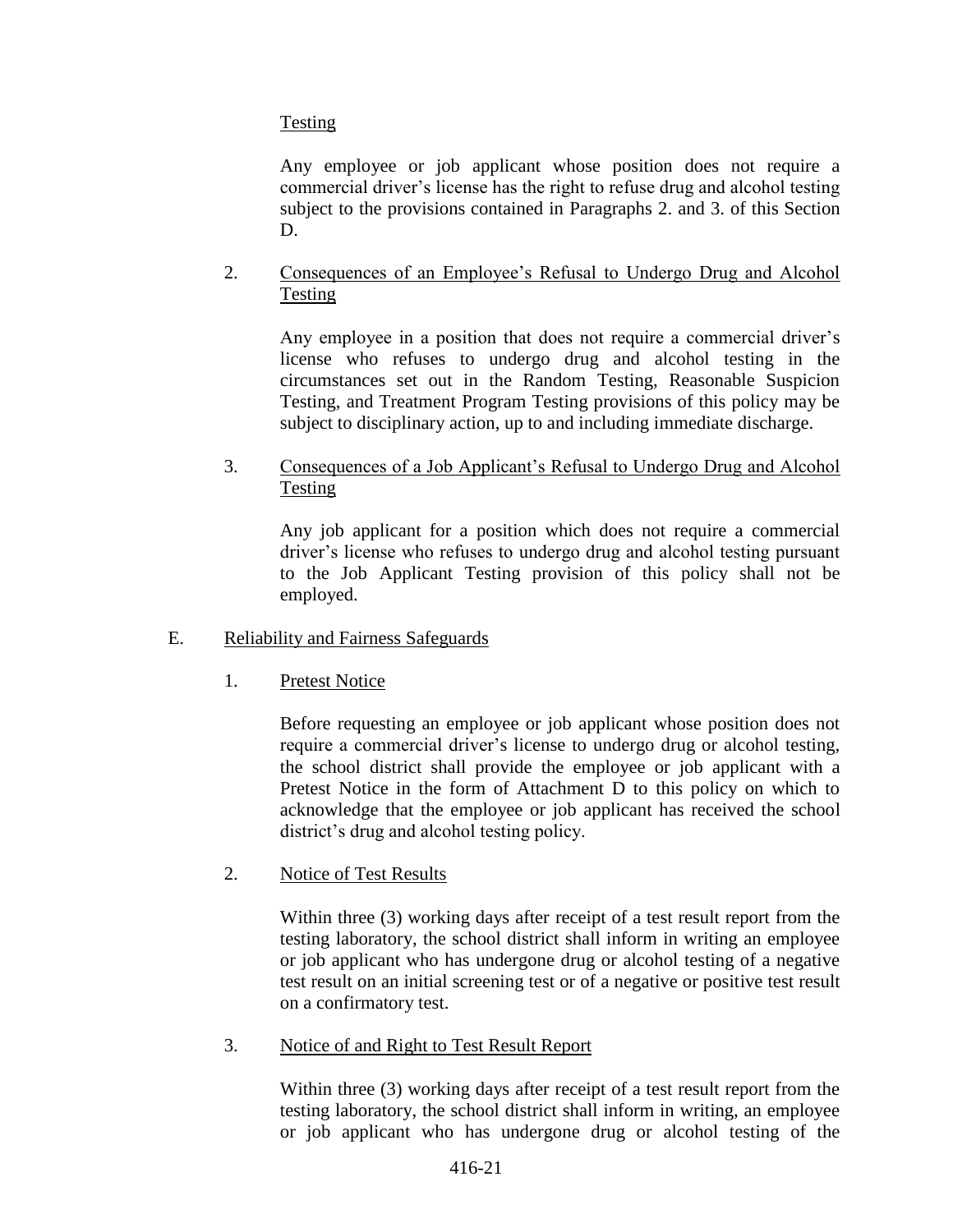Testing

Any employee or job applicant whose position does not require a commercial driver's license has the right to refuse drug and alcohol testing subject to the provisions contained in Paragraphs 2. and 3. of this Section D.

2. Consequences of an Employee's Refusal to Undergo Drug and Alcohol Testing

   Any employee in a position that does not require a commercial driver's license who refuses to undergo drug and alcohol testing in the circumstances set out in the Random Testing, Reasonable Suspicion Testing, and Treatment Program Testing provisions of this policy may be subject to disciplinary action, up to and including immediate discharge.

3. Consequences of a Job Applicant's Refusal to Undergo Drug and Alcohol Testing

   Any job applicant for a position which does not require a commercial driver's license who refuses to undergo drug and alcohol testing pursuant to the Job Applicant Testing provision of this policy shall not be employed.

E. Reliability and Fairness Safeguards

1. Pretest Notice

   Before requesting an employee or job applicant whose position does not require a commercial driver's license to undergo drug or alcohol testing, the school district shall provide the employee or job applicant with a Pretest Notice in the form of Attachment D to this policy on which to acknowledge that the employee or job applicant has received the school district's drug and alcohol testing policy.

2. Notice of Test Results

   Within three (3) working days after receipt of a test result report from the testing laboratory, the school district shall inform in writing an employee or job applicant who has undergone drug or alcohol testing of a negative test result on an initial screening test or of a negative or positive test result on a confirmatory test.

3. Notice of and Right to Test Result Report

   Within three (3) working days after receipt of a test result report from the testing laboratory, the school district shall inform in writing, an employee or job applicant who has undergone drug or alcohol testing of the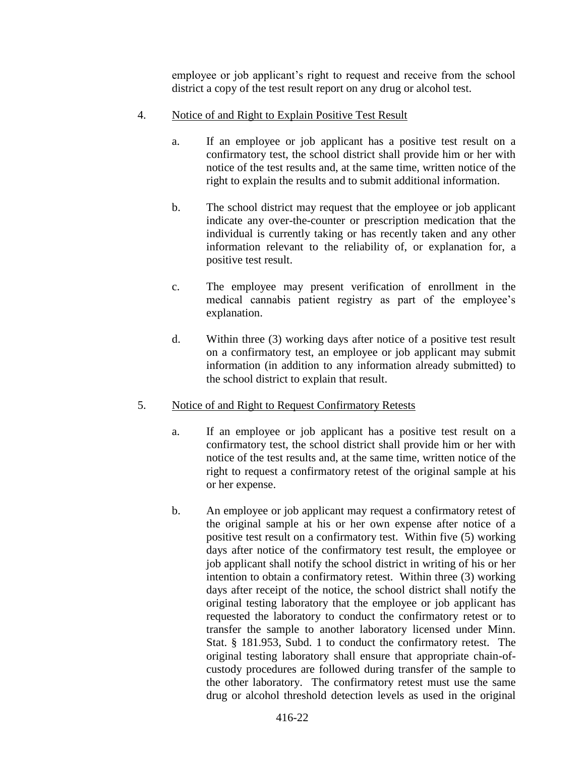employee or job applicant's right to request and receive from the school district a copy of the test result report on any drug or alcohol test.

4. Notice of and Right to Explain Positive Test Result

   a. If an employee or job applicant has a positive test result on a confirmatory test, the school district shall provide him or her with notice of the test results and, at the same time, written notice of the right to explain the results and to submit additional information.

   b. The school district may request that the employee or job applicant indicate any over-the-counter or prescription medication that the individual is currently taking or has recently taken and any other information relevant to the reliability of, or explanation for, a positive test result.

   c. The employee may present verification of enrollment in the medical cannabis patient registry as part of the employee's explanation.

   d. Within three (3) working days after notice of a positive test result on a confirmatory test, an employee or job applicant may submit information (in addition to any information already submitted) to the school district to explain that result.

5. Notice of and Right to Request Confirmatory Retests

   a. If an employee or job applicant has a positive test result on a confirmatory test, the school district shall provide him or her with notice of the test results and, at the same time, written notice of the right to request a confirmatory retest of the original sample at his or her expense.

   b. An employee or job applicant may request a confirmatory retest of the original sample at his or her own expense after notice of a positive test result on a confirmatory test. Within five (5) working days after notice of the confirmatory test result, the employee or job applicant shall notify the school district in writing of his or her intention to obtain a confirmatory retest. Within three (3) working days after receipt of the notice, the school district shall notify the original testing laboratory that the employee or job applicant has requested the laboratory to conduct the confirmatory retest or to transfer the sample to another laboratory licensed under Minn. Stat. § 181.953, Subd. 1 to conduct the confirmatory retest. The original testing laboratory shall ensure that appropriate chain-of-custody procedures are followed during transfer of the sample to the other laboratory. The confirmatory retest must use the same drug or alcohol threshold detection levels as used in the original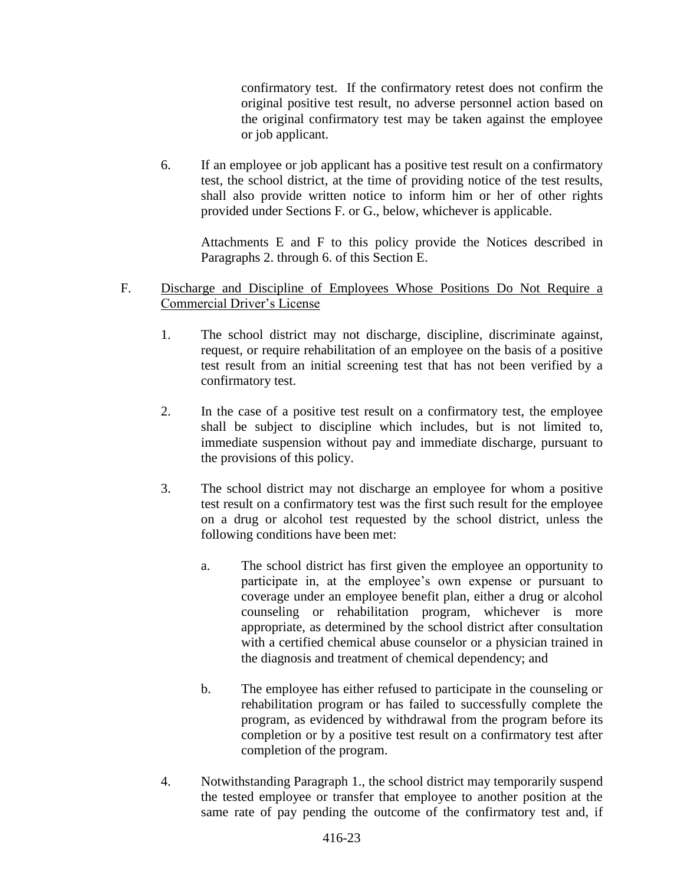confirmatory test. If the confirmatory retest does not confirm the original positive test result, no adverse personnel action based on the original confirmatory test may be taken against the employee or job applicant.

6. If an employee or job applicant has a positive test result on a confirmatory test, the school district, at the time of providing notice of the test results, shall also provide written notice to inform him or her of other rights provided under Sections F. or G., below, whichever is applicable.

   Attachments E and F to this policy provide the Notices described in Paragraphs 2. through 6. of this Section E.

F. Discharge and Discipline of Employees Whose Positions Do Not Require a Commercial Driver's License

1. The school district may not discharge, discipline, discriminate against, request, or require rehabilitation of an employee on the basis of a positive test result from an initial screening test that has not been verified by a confirmatory test.

2. In the case of a positive test result on a confirmatory test, the employee shall be subject to discipline which includes, but is not limited to, immediate suspension without pay and immediate discharge, pursuant to the provisions of this policy.

3. The school district may not discharge an employee for whom a positive test result on a confirmatory test was the first such result for the employee on a drug or alcohol test requested by the school district, unless the following conditions have been met:

   a. The school district has first given the employee an opportunity to participate in, at the employee's own expense or pursuant to coverage under an employee benefit plan, either a drug or alcohol counseling or rehabilitation program, whichever is more appropriate, as determined by the school district after consultation with a certified chemical abuse counselor or a physician trained in the diagnosis and treatment of chemical dependency; and

   b. The employee has either refused to participate in the counseling or rehabilitation program or has failed to successfully complete the program, as evidenced by withdrawal from the program before its completion or by a positive test result on a confirmatory test after completion of the program.

4. Notwithstanding Paragraph 1., the school district may temporarily suspend the tested employee or transfer that employee to another position at the same rate of pay pending the outcome of the confirmatory test and, if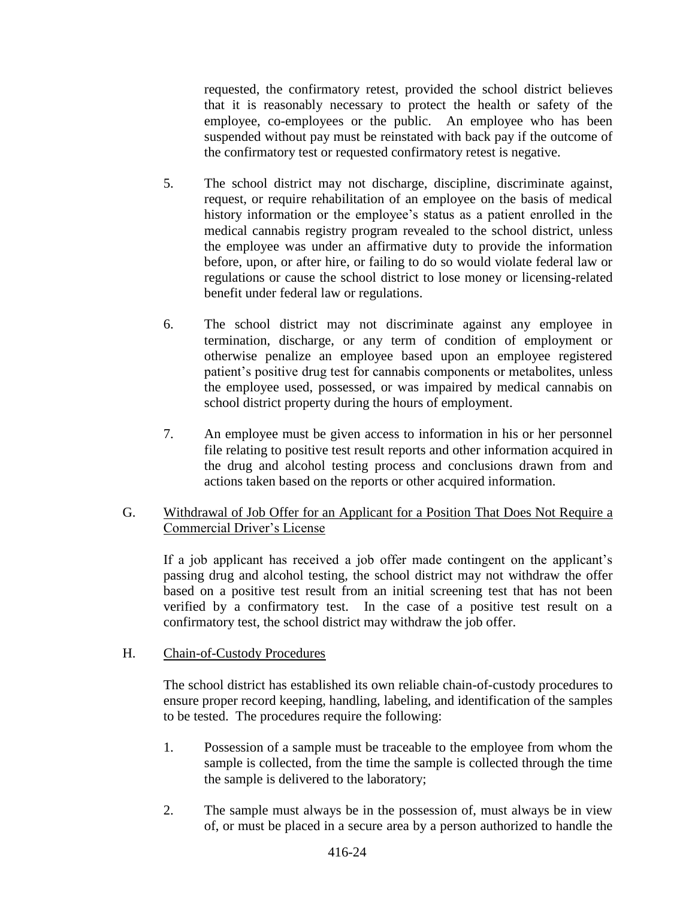requested, the confirmatory retest, provided the school district believes that it is reasonably necessary to protect the health or safety of the employee, co-employees or the public. An employee who has been suspended without pay must be reinstated with back pay if the outcome of the confirmatory test or requested confirmatory retest is negative.

5. The school district may not discharge, discipline, discriminate against, request, or require rehabilitation of an employee on the basis of medical history information or the employee's status as a patient enrolled in the medical cannabis registry program revealed to the school district, unless the employee was under an affirmative duty to provide the information before, upon, or after hire, or failing to do so would violate federal law or regulations or cause the school district to lose money or licensing-related benefit under federal law or regulations.

6. The school district may not discriminate against any employee in termination, discharge, or any term of condition of employment or otherwise penalize an employee based upon an employee registered patient's positive drug test for cannabis components or metabolites, unless the employee used, possessed, or was impaired by medical cannabis on school district property during the hours of employment.

7. An employee must be given access to information in his or her personnel file relating to positive test result reports and other information acquired in the drug and alcohol testing process and conclusions drawn from and actions taken based on the reports or other acquired information.

G. Withdrawal of Job Offer for an Applicant for a Position That Does Not Require a Commercial Driver's License

If a job applicant has received a job offer made contingent on the applicant's passing drug and alcohol testing, the school district may not withdraw the offer based on a positive test result from an initial screening test that has not been verified by a confirmatory test. In the case of a positive test result on a confirmatory test, the school district may withdraw the job offer.

H. Chain-of-Custody Procedures

The school district has established its own reliable chain-of-custody procedures to ensure proper record keeping, handling, labeling, and identification of the samples to be tested. The procedures require the following:

1. Possession of a sample must be traceable to the employee from whom the sample is collected, from the time the sample is collected through the time the sample is delivered to the laboratory;

2. The sample must always be in the possession of, must always be in view of, or must be placed in a secure area by a person authorized to handle the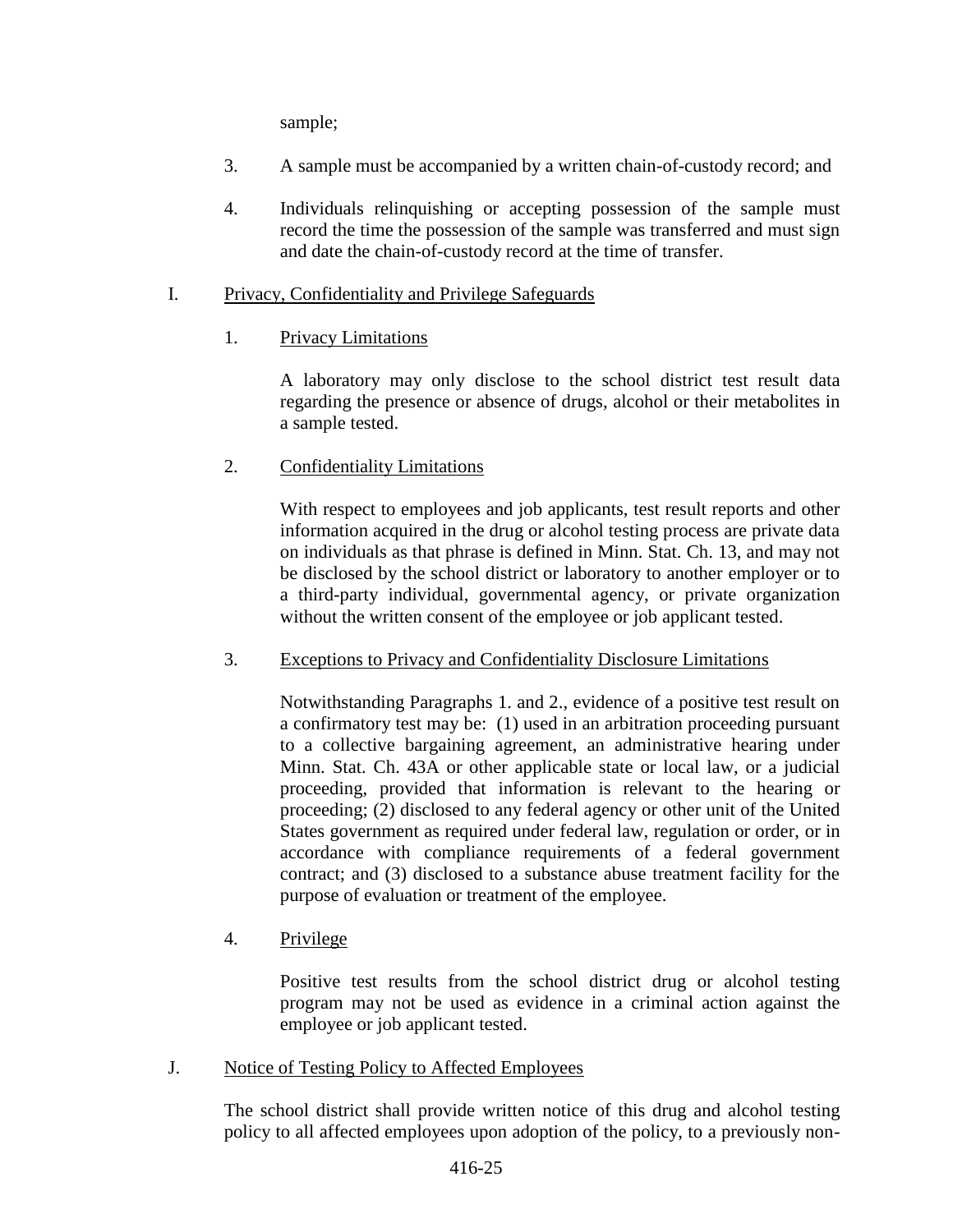sample;

3. A sample must be accompanied by a written chain-of-custody record; and

4. Individuals relinquishing or accepting possession of the sample must record the time the possession of the sample was transferred and must sign and date the chain-of-custody record at the time of transfer.

I. <u>Privacy, Confidentiality and Privilege Safeguards</u>

1. <u>Privacy Limitations</u>

A laboratory may only disclose to the school district test result data regarding the presence or absence of drugs, alcohol or their metabolites in a sample tested.

2. <u>Confidentiality Limitations</u>

With respect to employees and job applicants, test result reports and other information acquired in the drug or alcohol testing process are private data on individuals as that phrase is defined in Minn. Stat. Ch. 13, and may not be disclosed by the school district or laboratory to another employer or to a third-party individual, governmental agency, or private organization without the written consent of the employee or job applicant tested.

3. <u>Exceptions to Privacy and Confidentiality Disclosure Limitations</u>

Notwithstanding Paragraphs 1. and 2., evidence of a positive test result on a confirmatory test may be: (1) used in an arbitration proceeding pursuant to a collective bargaining agreement, an administrative hearing under Minn. Stat. Ch. 43A or other applicable state or local law, or a judicial proceeding, provided that information is relevant to the hearing or proceeding; (2) disclosed to any federal agency or other unit of the United States government as required under federal law, regulation or order, or in accordance with compliance requirements of a federal government contract; and (3) disclosed to a substance abuse treatment facility for the purpose of evaluation or treatment of the employee.

4. <u>Privilege</u>

Positive test results from the school district drug or alcohol testing program may not be used as evidence in a criminal action against the employee or job applicant tested.

J. <u>Notice of Testing Policy to Affected Employees</u>

The school district shall provide written notice of this drug and alcohol testing policy to all affected employees upon adoption of the policy, to a previously non-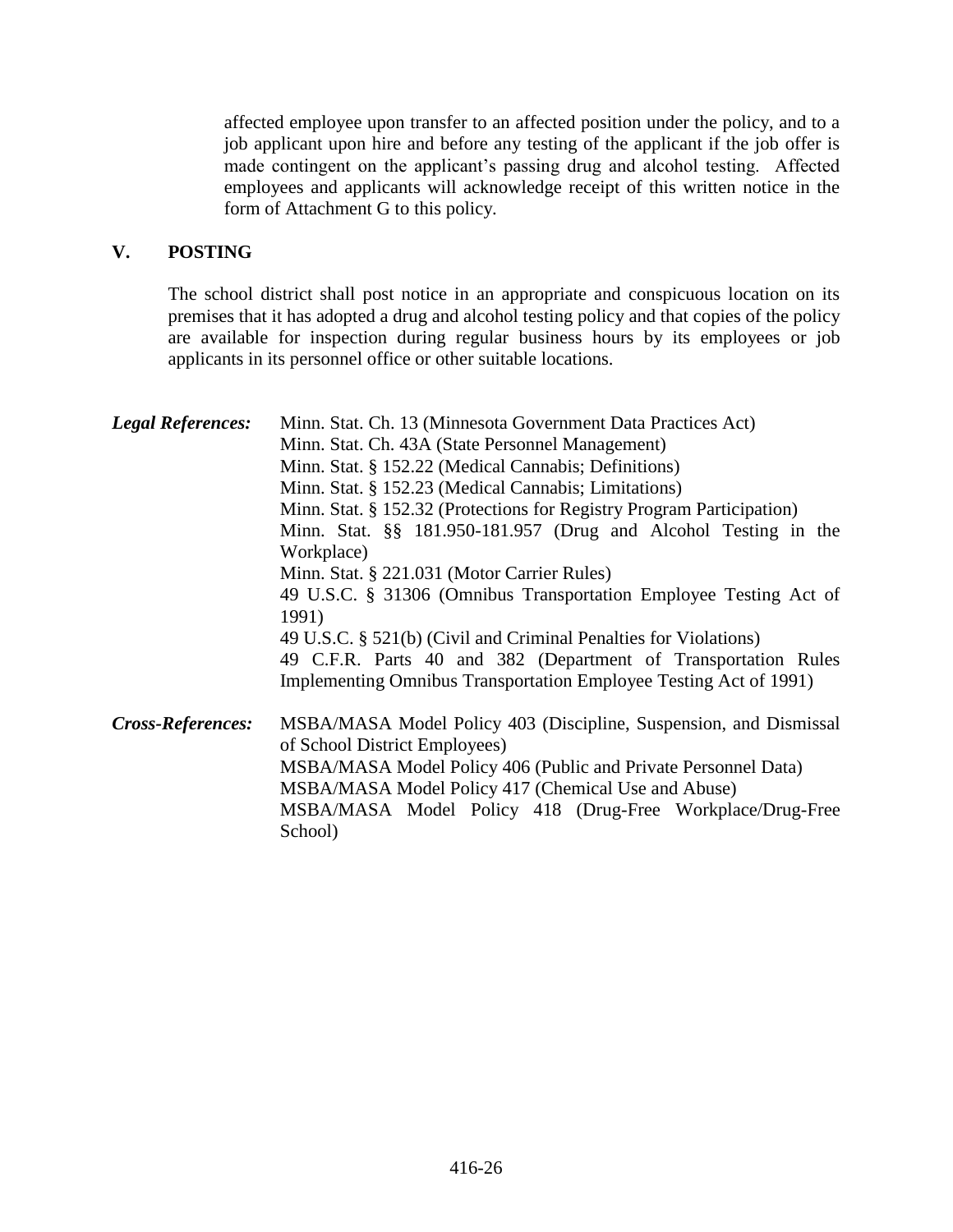affected employee upon transfer to an affected position under the policy, and to a job applicant upon hire and before any testing of the applicant if the job offer is made contingent on the applicant's passing drug and alcohol testing. Affected employees and applicants will acknowledge receipt of this written notice in the form of Attachment G to this policy.

## V. POSTING

The school district shall post notice in an appropriate and conspicuous location on its premises that it has adopted a drug and alcohol testing policy and that copies of the policy are available for inspection during regular business hours by its employees or job applicants in its personnel office or other suitable locations.

***Legal References:***
Minn. Stat. Ch. 13 (Minnesota Government Data Practices Act)
Minn. Stat. Ch. 43A (State Personnel Management)
Minn. Stat. § 152.22 (Medical Cannabis; Definitions)
Minn. Stat. § 152.23 (Medical Cannabis; Limitations)
Minn. Stat. § 152.32 (Protections for Registry Program Participation)
Minn. Stat. §§ 181.950-181.957 (Drug and Alcohol Testing in the Workplace)
Minn. Stat. § 221.031 (Motor Carrier Rules)
49 U.S.C. § 31306 (Omnibus Transportation Employee Testing Act of 1991)
49 U.S.C. § 521(b) (Civil and Criminal Penalties for Violations)
49 C.F.R. Parts 40 and 382 (Department of Transportation Rules Implementing Omnibus Transportation Employee Testing Act of 1991)

***Cross-References:***
MSBA/MASA Model Policy 403 (Discipline, Suspension, and Dismissal of School District Employees)
MSBA/MASA Model Policy 406 (Public and Private Personnel Data)
MSBA/MASA Model Policy 417 (Chemical Use and Abuse)
MSBA/MASA Model Policy 418 (Drug-Free Workplace/Drug-Free School)